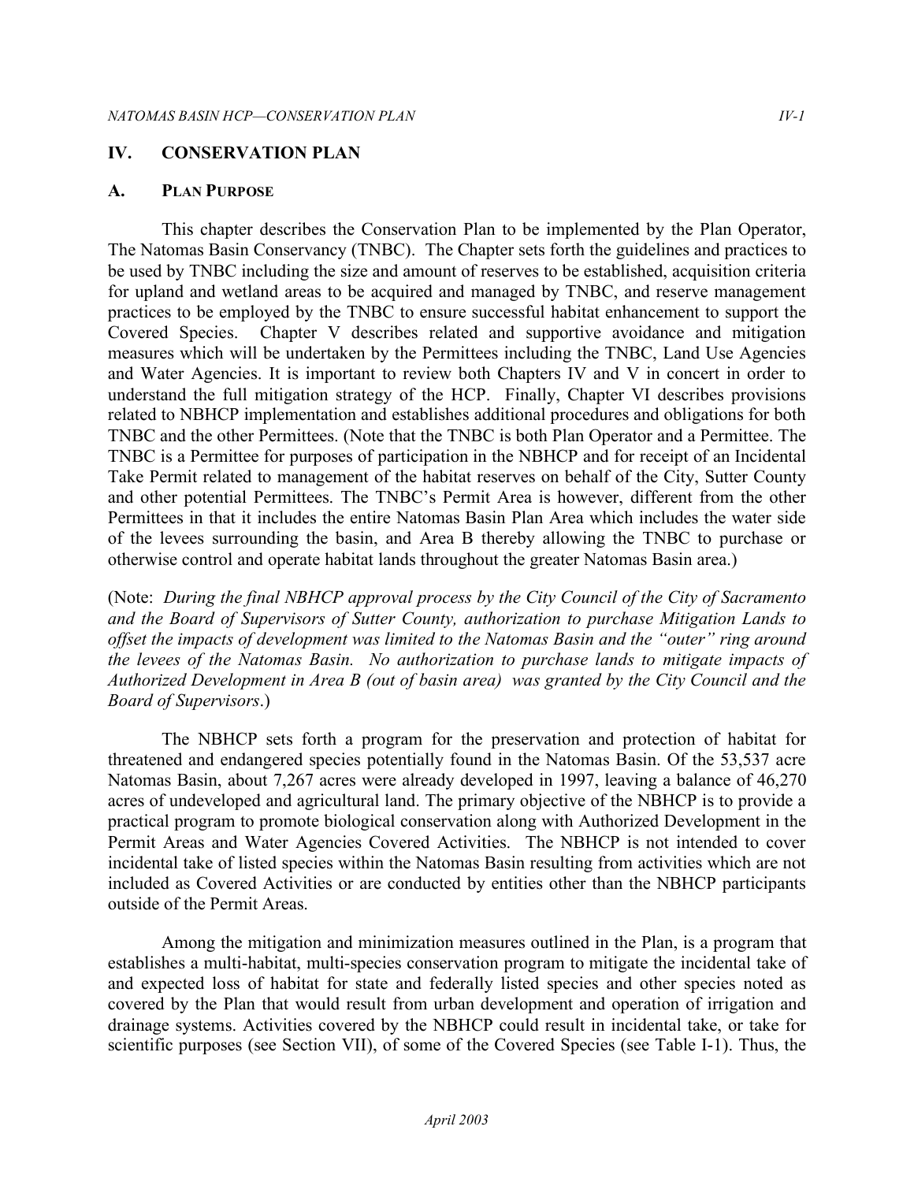# IV. CONSERVATION PLAN

## A. PLAN PURPOSE

This chapter describes the Conservation Plan to be implemented by the Plan Operator, The Natomas Basin Conservancy (TNBC). The Chapter sets forth the guidelines and practices to be used by TNBC including the size and amount of reserves to be established, acquisition criteria for upland and wetland areas to be acquired and managed by TNBC, and reserve management practices to be employed by the TNBC to ensure successful habitat enhancement to support the Covered Species. Chapter V describes related and supportive avoidance and mitigation measures which will be undertaken by the Permittees including the TNBC, Land Use Agencies and Water Agencies. It is important to review both Chapters IV and V in concert in order to understand the full mitigation strategy of the HCP. Finally, Chapter VI describes provisions related to NBHCP implementation and establishes additional procedures and obligations for both TNBC and the other Permittees. (Note that the TNBC is both Plan Operator and a Permittee. The TNBC is a Permittee for purposes of participation in the NBHCP and for receipt of an Incidental Take Permit related to management of the habitat reserves on behalf of the City, Sutter County and other potential Permittees. The TNBC's Permit Area is however, different from the other Permittees in that it includes the entire Natomas Basin Plan Area which includes the water side of the levees surrounding the basin, and Area B thereby allowing the TNBC to purchase or otherwise control and operate habitat lands throughout the greater Natomas Basin area.)

(Note: *During the final NBHCP approval process by the City Council of the City of Sacramento and the Board of Supervisors of Sutter County, authorization to purchase Mitigation Lands to offset the impacts of development was limited to the Natomas Basin and the "outer" ring around the levees of the Natomas Basin. No authorization to purchase lands to mitigate impacts of Authorized Development in Area B (out of basin area) was granted by the City Council and the Board of Supervisors*.)

The NBHCP sets forth a program for the preservation and protection of habitat for threatened and endangered species potentially found in the Natomas Basin. Of the 53,537 acre Natomas Basin, about 7,267 acres were already developed in 1997, leaving a balance of 46,270 acres of undeveloped and agricultural land. The primary objective of the NBHCP is to provide a practical program to promote biological conservation along with Authorized Development in the Permit Areas and Water Agencies Covered Activities. The NBHCP is not intended to cover incidental take of listed species within the Natomas Basin resulting from activities which are not included as Covered Activities or are conducted by entities other than the NBHCP participants outside of the Permit Areas.

Among the mitigation and minimization measures outlined in the Plan, is a program that establishes a multi-habitat, multi-species conservation program to mitigate the incidental take of and expected loss of habitat for state and federally listed species and other species noted as covered by the Plan that would result from urban development and operation of irrigation and drainage systems. Activities covered by the NBHCP could result in incidental take, or take for scientific purposes (see Section VII), of some of the Covered Species (see Table I-1). Thus, the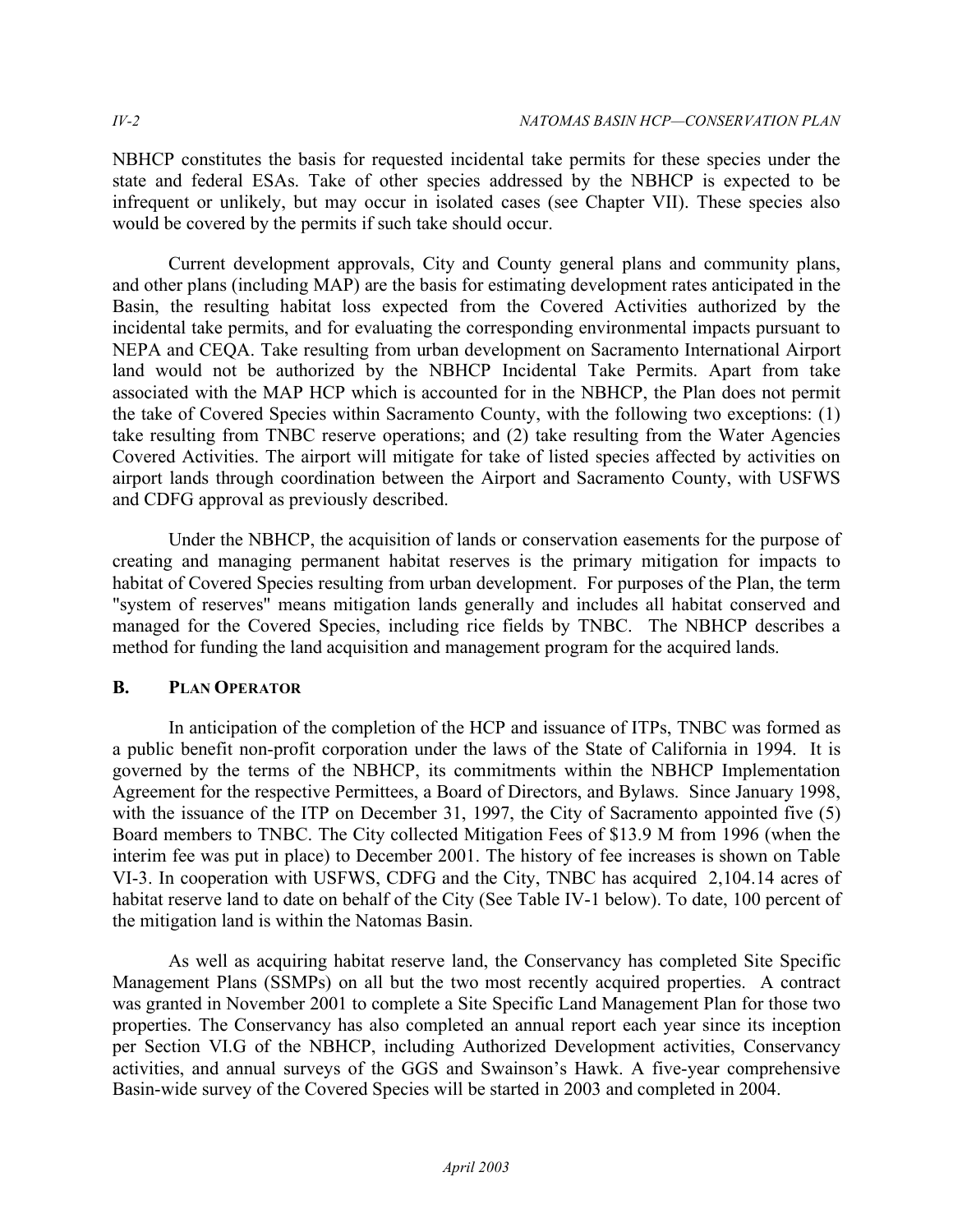NBHCP constitutes the basis for requested incidental take permits for these species under the state and federal ESAs. Take of other species addressed by the NBHCP is expected to be infrequent or unlikely, but may occur in isolated cases (see Chapter VII). These species also would be covered by the permits if such take should occur.

Current development approvals, City and County general plans and community plans, and other plans (including MAP) are the basis for estimating development rates anticipated in the Basin, the resulting habitat loss expected from the Covered Activities authorized by the incidental take permits, and for evaluating the corresponding environmental impacts pursuant to NEPA and CEQA. Take resulting from urban development on Sacramento International Airport land would not be authorized by the NBHCP Incidental Take Permits. Apart from take associated with the MAP HCP which is accounted for in the NBHCP, the Plan does not permit the take of Covered Species within Sacramento County, with the following two exceptions: (1) take resulting from TNBC reserve operations; and (2) take resulting from the Water Agencies Covered Activities. The airport will mitigate for take of listed species affected by activities on airport lands through coordination between the Airport and Sacramento County, with USFWS and CDFG approval as previously described.

Under the NBHCP, the acquisition of lands or conservation easements for the purpose of creating and managing permanent habitat reserves is the primary mitigation for impacts to habitat of Covered Species resulting from urban development. For purposes of the Plan, the term "system of reserves" means mitigation lands generally and includes all habitat conserved and managed for the Covered Species, including rice fields by TNBC. The NBHCP describes a method for funding the land acquisition and management program for the acquired lands.

## B. Plan Operator

In anticipation of the completion of the HCP and issuance of ITPs, TNBC was formed as a public benefit non-profit corporation under the laws of the State of California in 1994. It is governed by the terms of the NBHCP, its commitments within the NBHCP Implementation Agreement for the respective Permittees, a Board of Directors, and Bylaws. Since January 1998, with the issuance of the ITP on December 31, 1997, the City of Sacramento appointed five (5) Board members to TNBC. The City collected Mitigation Fees of $13.9 M from 1996 (when the interim fee was put in place) to December 2001. The history of fee increases is shown on Table VI-3. In cooperation with USFWS, CDFG and the City, TNBC has acquired 2,104.14 acres of habitat reserve land to date on behalf of the City (See Table IV-1 below). To date, 100 percent of the mitigation land is within the Natomas Basin.

As well as acquiring habitat reserve land, the Conservancy has completed Site Specific Management Plans (SSMPs) on all but the two most recently acquired properties. A contract was granted in November 2001 to complete a Site Specific Land Management Plan for those two properties. The Conservancy has also completed an annual report each year since its inception per Section VI.G of the NBHCP, including Authorized Development activities, Conservancy activities, and annual surveys of the GGS and Swainson's Hawk. A five-year comprehensive Basin-wide survey of the Covered Species will be started in 2003 and completed in 2004.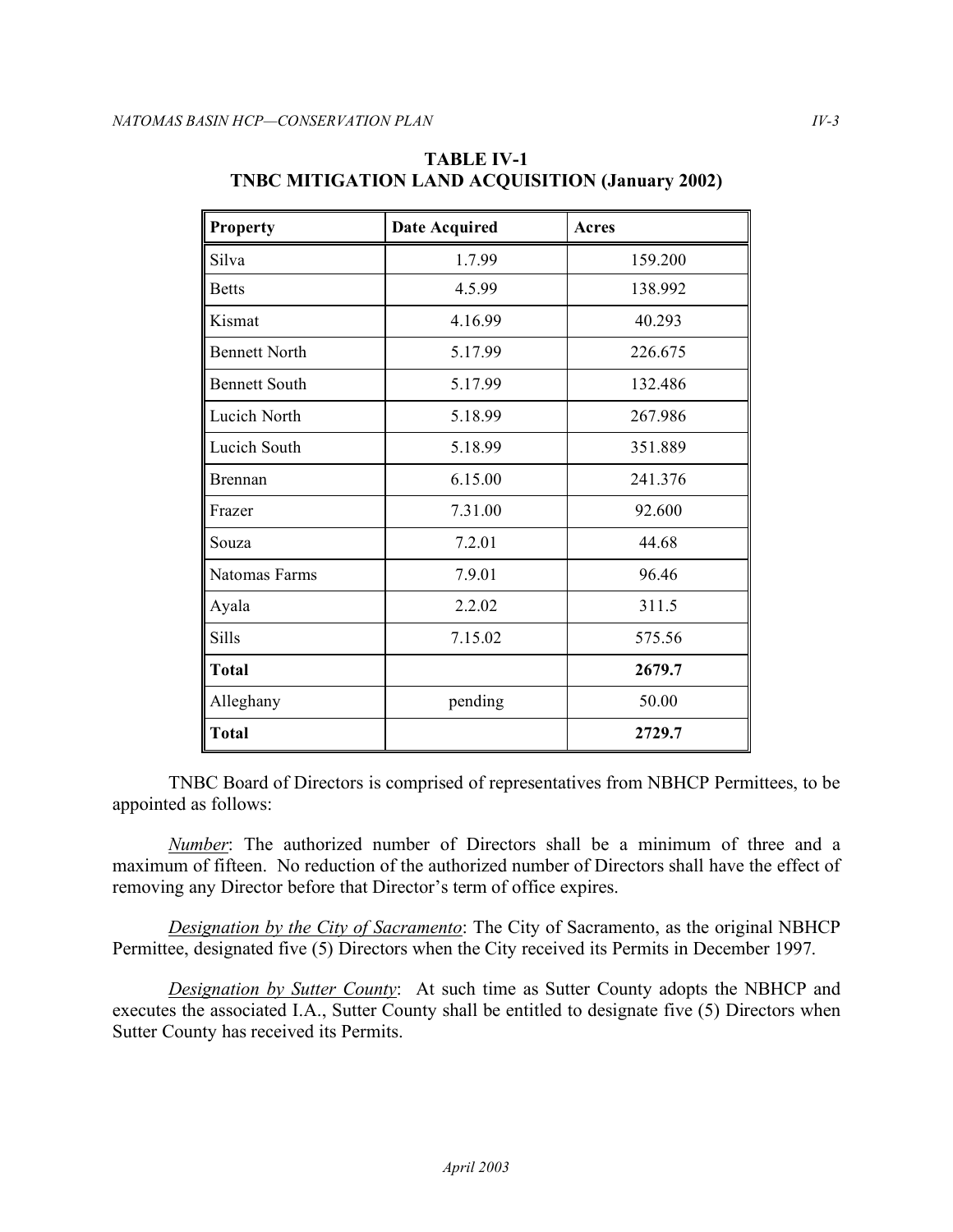**TABLE IV-1**
**TNBC MITIGATION LAND ACQUISITION (January 2002)**

| Property | Date Acquired | Acres |
|---|---|---|
| Silva | 1.7.99 | 159.200 |
| Betts | 4.5.99 | 138.992 |
| Kismat | 4.16.99 | 40.293 |
| Bennett North | 5.17.99 | 226.675 |
| Bennett South | 5.17.99 | 132.486 |
| Lucich North | 5.18.99 | 267.986 |
| Lucich South | 5.18.99 | 351.889 |
| Brennan | 6.15.00 | 241.376 |
| Frazer | 7.31.00 | 92.600 |
| Souza | 7.2.01 | 44.68 |
| Natomas Farms | 7.9.01 | 96.46 |
| Ayala | 2.2.02 | 311.5 |
| Sills | 7.15.02 | 575.56 |
| **Total** | | **2679.7** |
| Alleghany | pending | 50.00 |
| **Total** | | **2729.7** |

TNBC Board of Directors is comprised of representatives from NBHCP Permittees, to be appointed as follows:

*Number*: The authorized number of Directors shall be a minimum of three and a maximum of fifteen. No reduction of the authorized number of Directors shall have the effect of removing any Director before that Director's term of office expires.

*Designation by the City of Sacramento*: The City of Sacramento, as the original NBHCP Permittee, designated five (5) Directors when the City received its Permits in December 1997.

*Designation by Sutter County*: At such time as Sutter County adopts the NBHCP and executes the associated I.A., Sutter County shall be entitled to designate five (5) Directors when Sutter County has received its Permits.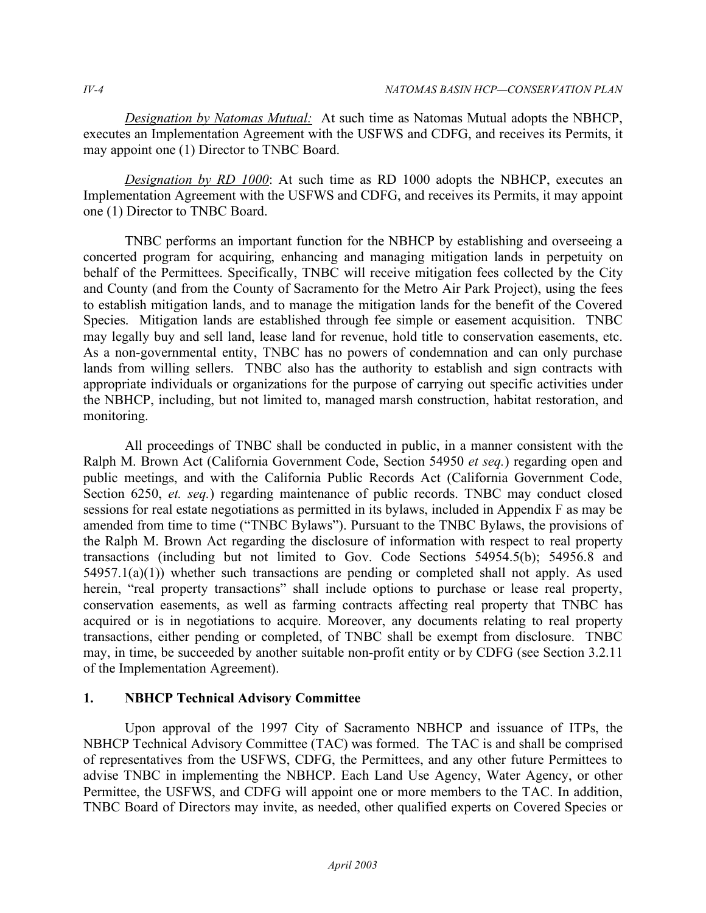*Designation by Natomas Mutual:* At such time as Natomas Mutual adopts the NBHCP, executes an Implementation Agreement with the USFWS and CDFG, and receives its Permits, it may appoint one (1) Director to TNBC Board.

*Designation by RD 1000*: At such time as RD 1000 adopts the NBHCP, executes an Implementation Agreement with the USFWS and CDFG, and receives its Permits, it may appoint one (1) Director to TNBC Board.

TNBC performs an important function for the NBHCP by establishing and overseeing a concerted program for acquiring, enhancing and managing mitigation lands in perpetuity on behalf of the Permittees. Specifically, TNBC will receive mitigation fees collected by the City and County (and from the County of Sacramento for the Metro Air Park Project), using the fees to establish mitigation lands, and to manage the mitigation lands for the benefit of the Covered Species. Mitigation lands are established through fee simple or easement acquisition. TNBC may legally buy and sell land, lease land for revenue, hold title to conservation easements, etc. As a non-governmental entity, TNBC has no powers of condemnation and can only purchase lands from willing sellers. TNBC also has the authority to establish and sign contracts with appropriate individuals or organizations for the purpose of carrying out specific activities under the NBHCP, including, but not limited to, managed marsh construction, habitat restoration, and monitoring.

All proceedings of TNBC shall be conducted in public, in a manner consistent with the Ralph M. Brown Act (California Government Code, Section 54950 *et seq.*) regarding open and public meetings, and with the California Public Records Act (California Government Code, Section 6250, *et. seq.*) regarding maintenance of public records. TNBC may conduct closed sessions for real estate negotiations as permitted in its bylaws, included in Appendix F as may be amended from time to time ("TNBC Bylaws"). Pursuant to the TNBC Bylaws, the provisions of the Ralph M. Brown Act regarding the disclosure of information with respect to real property transactions (including but not limited to Gov. Code Sections 54954.5(b); 54956.8 and 54957.1(a)(1)) whether such transactions are pending or completed shall not apply. As used herein, "real property transactions" shall include options to purchase or lease real property, conservation easements, as well as farming contracts affecting real property that TNBC has acquired or is in negotiations to acquire. Moreover, any documents relating to real property transactions, either pending or completed, of TNBC shall be exempt from disclosure. TNBC may, in time, be succeeded by another suitable non-profit entity or by CDFG (see Section 3.2.11 of the Implementation Agreement).

### 1. NBHCP Technical Advisory Committee

Upon approval of the 1997 City of Sacramento NBHCP and issuance of ITPs, the NBHCP Technical Advisory Committee (TAC) was formed. The TAC is and shall be comprised of representatives from the USFWS, CDFG, the Permittees, and any other future Permittees to advise TNBC in implementing the NBHCP. Each Land Use Agency, Water Agency, or other Permittee, the USFWS, and CDFG will appoint one or more members to the TAC. In addition, TNBC Board of Directors may invite, as needed, other qualified experts on Covered Species or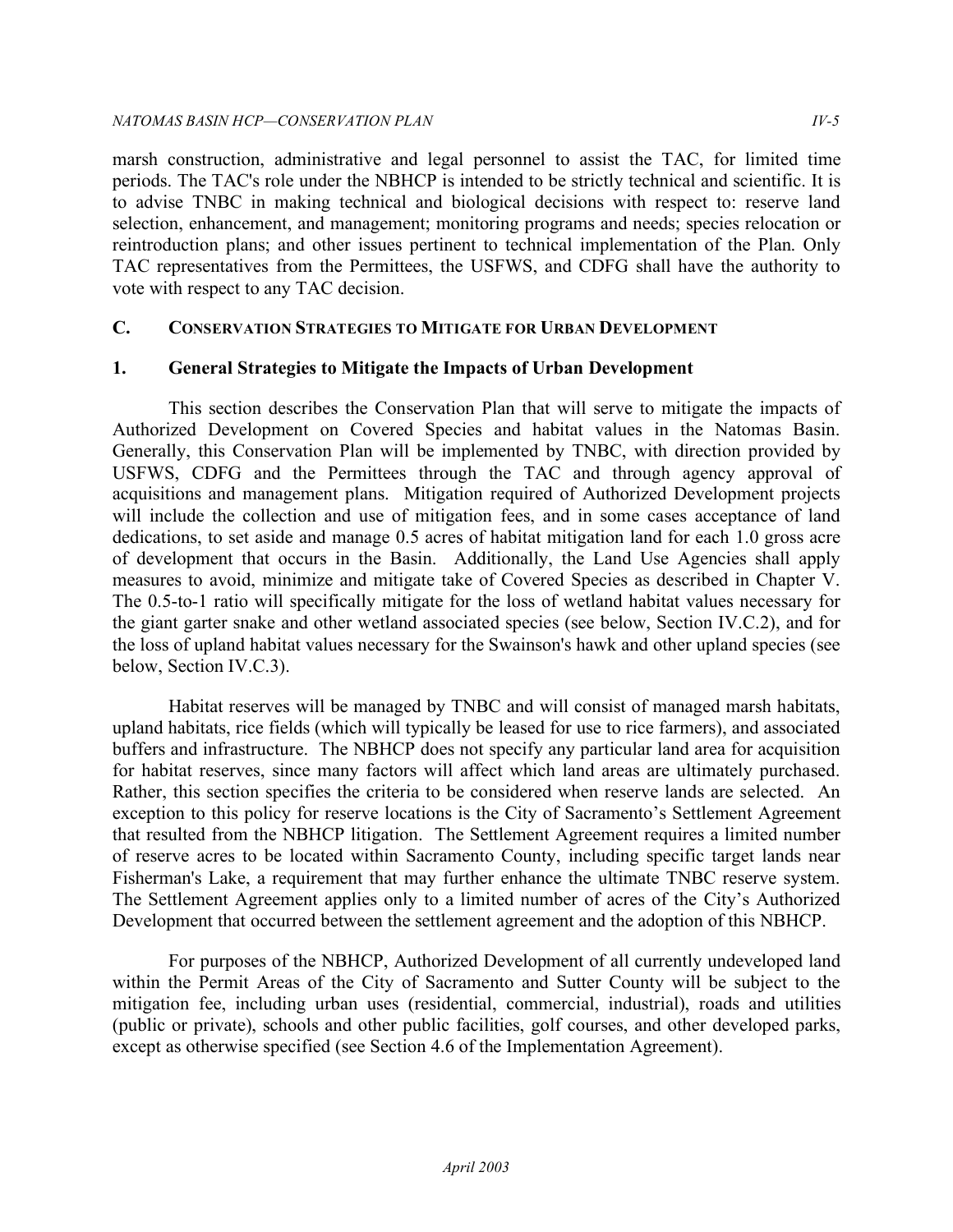marsh construction, administrative and legal personnel to assist the TAC, for limited time periods. The TAC's role under the NBHCP is intended to be strictly technical and scientific. It is to advise TNBC in making technical and biological decisions with respect to: reserve land selection, enhancement, and management; monitoring programs and needs; species relocation or reintroduction plans; and other issues pertinent to technical implementation of the Plan. Only TAC representatives from the Permittees, the USFWS, and CDFG shall have the authority to vote with respect to any TAC decision.

## C. CONSERVATION STRATEGIES TO MITIGATE FOR URBAN DEVELOPMENT

### 1. General Strategies to Mitigate the Impacts of Urban Development

This section describes the Conservation Plan that will serve to mitigate the impacts of Authorized Development on Covered Species and habitat values in the Natomas Basin. Generally, this Conservation Plan will be implemented by TNBC, with direction provided by USFWS, CDFG and the Permittees through the TAC and through agency approval of acquisitions and management plans. Mitigation required of Authorized Development projects will include the collection and use of mitigation fees, and in some cases acceptance of land dedications, to set aside and manage 0.5 acres of habitat mitigation land for each 1.0 gross acre of development that occurs in the Basin. Additionally, the Land Use Agencies shall apply measures to avoid, minimize and mitigate take of Covered Species as described in Chapter V. The 0.5-to-1 ratio will specifically mitigate for the loss of wetland habitat values necessary for the giant garter snake and other wetland associated species (see below, Section IV.C.2), and for the loss of upland habitat values necessary for the Swainson's hawk and other upland species (see below, Section IV.C.3).

Habitat reserves will be managed by TNBC and will consist of managed marsh habitats, upland habitats, rice fields (which will typically be leased for use to rice farmers), and associated buffers and infrastructure. The NBHCP does not specify any particular land area for acquisition for habitat reserves, since many factors will affect which land areas are ultimately purchased. Rather, this section specifies the criteria to be considered when reserve lands are selected. An exception to this policy for reserve locations is the City of Sacramento's Settlement Agreement that resulted from the NBHCP litigation. The Settlement Agreement requires a limited number of reserve acres to be located within Sacramento County, including specific target lands near Fisherman's Lake, a requirement that may further enhance the ultimate TNBC reserve system. The Settlement Agreement applies only to a limited number of acres of the City's Authorized Development that occurred between the settlement agreement and the adoption of this NBHCP.

For purposes of the NBHCP, Authorized Development of all currently undeveloped land within the Permit Areas of the City of Sacramento and Sutter County will be subject to the mitigation fee, including urban uses (residential, commercial, industrial), roads and utilities (public or private), schools and other public facilities, golf courses, and other developed parks, except as otherwise specified (see Section 4.6 of the Implementation Agreement).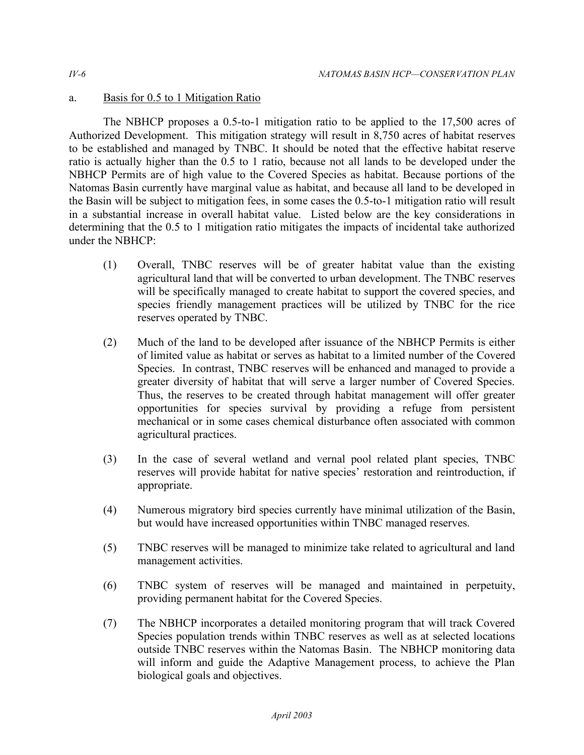a. Basis for 0.5 to 1 Mitigation Ratio

The NBHCP proposes a 0.5-to-1 mitigation ratio to be applied to the 17,500 acres of Authorized Development. This mitigation strategy will result in 8,750 acres of habitat reserves to be established and managed by TNBC. It should be noted that the effective habitat reserve ratio is actually higher than the 0.5 to 1 ratio, because not all lands to be developed under the NBHCP Permits are of high value to the Covered Species as habitat. Because portions of the Natomas Basin currently have marginal value as habitat, and because all land to be developed in the Basin will be subject to mitigation fees, in some cases the 0.5-to-1 mitigation ratio will result in a substantial increase in overall habitat value. Listed below are the key considerations in determining that the 0.5 to 1 mitigation ratio mitigates the impacts of incidental take authorized under the NBHCP:

(1) Overall, TNBC reserves will be of greater habitat value than the existing agricultural land that will be converted to urban development. The TNBC reserves will be specifically managed to create habitat to support the covered species, and species friendly management practices will be utilized by TNBC for the rice reserves operated by TNBC.

(2) Much of the land to be developed after issuance of the NBHCP Permits is either of limited value as habitat or serves as habitat to a limited number of the Covered Species. In contrast, TNBC reserves will be enhanced and managed to provide a greater diversity of habitat that will serve a larger number of Covered Species. Thus, the reserves to be created through habitat management will offer greater opportunities for species survival by providing a refuge from persistent mechanical or in some cases chemical disturbance often associated with common agricultural practices.

(3) In the case of several wetland and vernal pool related plant species, TNBC reserves will provide habitat for native species' restoration and reintroduction, if appropriate.

(4) Numerous migratory bird species currently have minimal utilization of the Basin, but would have increased opportunities within TNBC managed reserves.

(5) TNBC reserves will be managed to minimize take related to agricultural and land management activities.

(6) TNBC system of reserves will be managed and maintained in perpetuity, providing permanent habitat for the Covered Species.

(7) The NBHCP incorporates a detailed monitoring program that will track Covered Species population trends within TNBC reserves as well as at selected locations outside TNBC reserves within the Natomas Basin. The NBHCP monitoring data will inform and guide the Adaptive Management process, to achieve the Plan biological goals and objectives.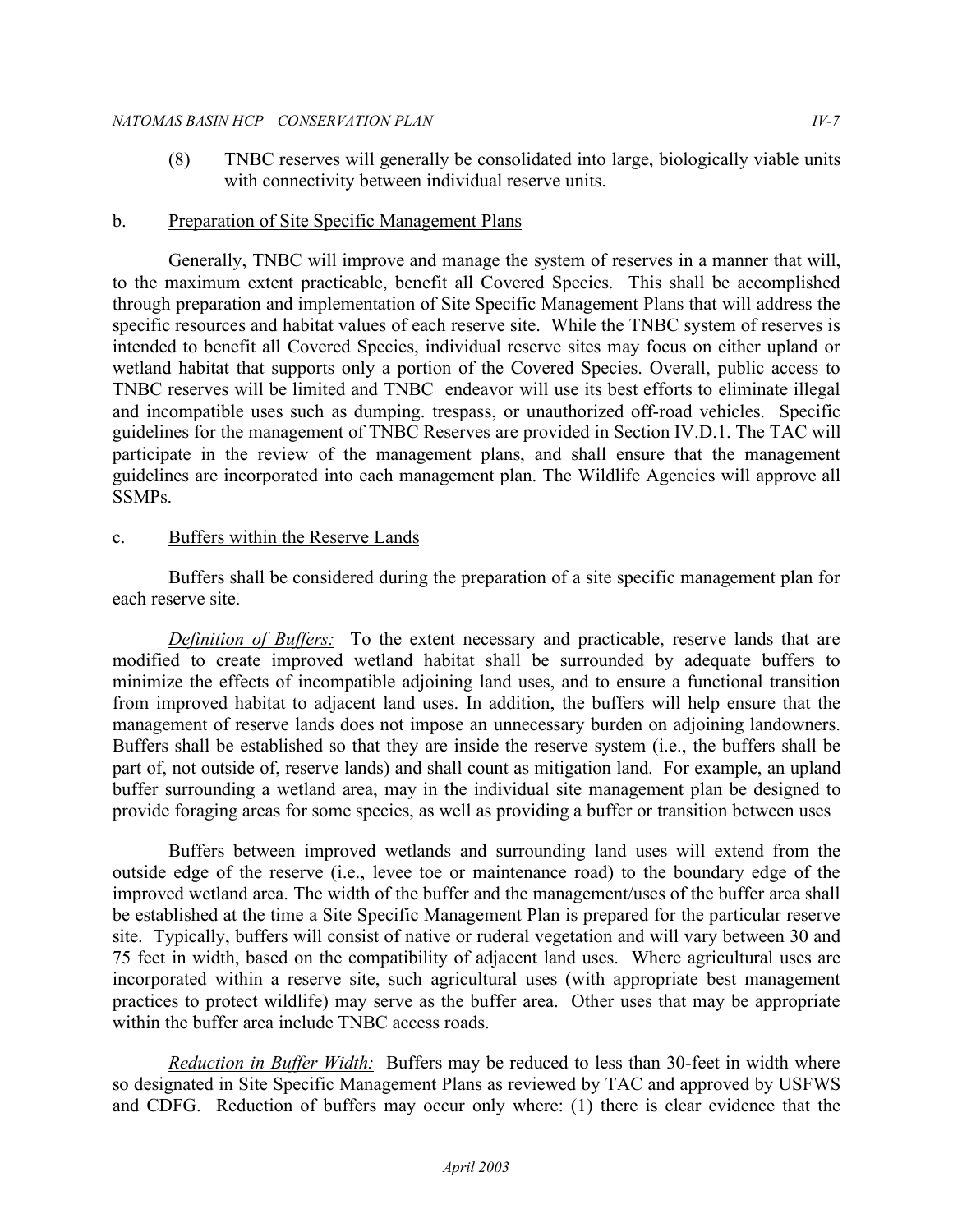(8) TNBC reserves will generally be consolidated into large, biologically viable units with connectivity between individual reserve units.

b. Preparation of Site Specific Management Plans

Generally, TNBC will improve and manage the system of reserves in a manner that will, to the maximum extent practicable, benefit all Covered Species. This shall be accomplished through preparation and implementation of Site Specific Management Plans that will address the specific resources and habitat values of each reserve site. While the TNBC system of reserves is intended to benefit all Covered Species, individual reserve sites may focus on either upland or wetland habitat that supports only a portion of the Covered Species. Overall, public access to TNBC reserves will be limited and TNBC endeavor will use its best efforts to eliminate illegal and incompatible uses such as dumping. trespass, or unauthorized off-road vehicles. Specific guidelines for the management of TNBC Reserves are provided in Section IV.D.1. The TAC will participate in the review of the management plans, and shall ensure that the management guidelines are incorporated into each management plan. The Wildlife Agencies will approve all SSMPs.

c. Buffers within the Reserve Lands

Buffers shall be considered during the preparation of a site specific management plan for each reserve site.

*Definition of Buffers:* To the extent necessary and practicable, reserve lands that are modified to create improved wetland habitat shall be surrounded by adequate buffers to minimize the effects of incompatible adjoining land uses, and to ensure a functional transition from improved habitat to adjacent land uses. In addition, the buffers will help ensure that the management of reserve lands does not impose an unnecessary burden on adjoining landowners. Buffers shall be established so that they are inside the reserve system (i.e., the buffers shall be part of, not outside of, reserve lands) and shall count as mitigation land. For example, an upland buffer surrounding a wetland area, may in the individual site management plan be designed to provide foraging areas for some species, as well as providing a buffer or transition between uses

Buffers between improved wetlands and surrounding land uses will extend from the outside edge of the reserve (i.e., levee toe or maintenance road) to the boundary edge of the improved wetland area. The width of the buffer and the management/uses of the buffer area shall be established at the time a Site Specific Management Plan is prepared for the particular reserve site. Typically, buffers will consist of native or ruderal vegetation and will vary between 30 and 75 feet in width, based on the compatibility of adjacent land uses. Where agricultural uses are incorporated within a reserve site, such agricultural uses (with appropriate best management practices to protect wildlife) may serve as the buffer area. Other uses that may be appropriate within the buffer area include TNBC access roads.

*Reduction in Buffer Width:* Buffers may be reduced to less than 30-feet in width where so designated in Site Specific Management Plans as reviewed by TAC and approved by USFWS and CDFG. Reduction of buffers may occur only where: (1) there is clear evidence that the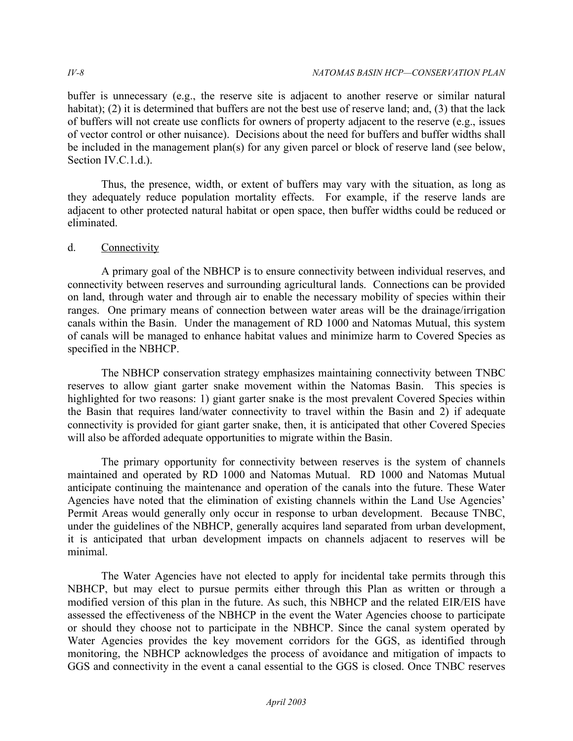buffer is unnecessary (e.g., the reserve site is adjacent to another reserve or similar natural habitat); (2) it is determined that buffers are not the best use of reserve land; and, (3) that the lack of buffers will not create use conflicts for owners of property adjacent to the reserve (e.g., issues of vector control or other nuisance). Decisions about the need for buffers and buffer widths shall be included in the management plan(s) for any given parcel or block of reserve land (see below, Section IV.C.1.d.).

Thus, the presence, width, or extent of buffers may vary with the situation, as long as they adequately reduce population mortality effects. For example, if the reserve lands are adjacent to other protected natural habitat or open space, then buffer widths could be reduced or eliminated.

d. Connectivity

A primary goal of the NBHCP is to ensure connectivity between individual reserves, and connectivity between reserves and surrounding agricultural lands. Connections can be provided on land, through water and through air to enable the necessary mobility of species within their ranges. One primary means of connection between water areas will be the drainage/irrigation canals within the Basin. Under the management of RD 1000 and Natomas Mutual, this system of canals will be managed to enhance habitat values and minimize harm to Covered Species as specified in the NBHCP.

The NBHCP conservation strategy emphasizes maintaining connectivity between TNBC reserves to allow giant garter snake movement within the Natomas Basin. This species is highlighted for two reasons: 1) giant garter snake is the most prevalent Covered Species within the Basin that requires land/water connectivity to travel within the Basin and 2) if adequate connectivity is provided for giant garter snake, then, it is anticipated that other Covered Species will also be afforded adequate opportunities to migrate within the Basin.

The primary opportunity for connectivity between reserves is the system of channels maintained and operated by RD 1000 and Natomas Mutual. RD 1000 and Natomas Mutual anticipate continuing the maintenance and operation of the canals into the future. These Water Agencies have noted that the elimination of existing channels within the Land Use Agencies' Permit Areas would generally only occur in response to urban development. Because TNBC, under the guidelines of the NBHCP, generally acquires land separated from urban development, it is anticipated that urban development impacts on channels adjacent to reserves will be minimal.

The Water Agencies have not elected to apply for incidental take permits through this NBHCP, but may elect to pursue permits either through this Plan as written or through a modified version of this plan in the future. As such, this NBHCP and the related EIR/EIS have assessed the effectiveness of the NBHCP in the event the Water Agencies choose to participate or should they choose not to participate in the NBHCP. Since the canal system operated by Water Agencies provides the key movement corridors for the GGS, as identified through monitoring, the NBHCP acknowledges the process of avoidance and mitigation of impacts to GGS and connectivity in the event a canal essential to the GGS is closed. Once TNBC reserves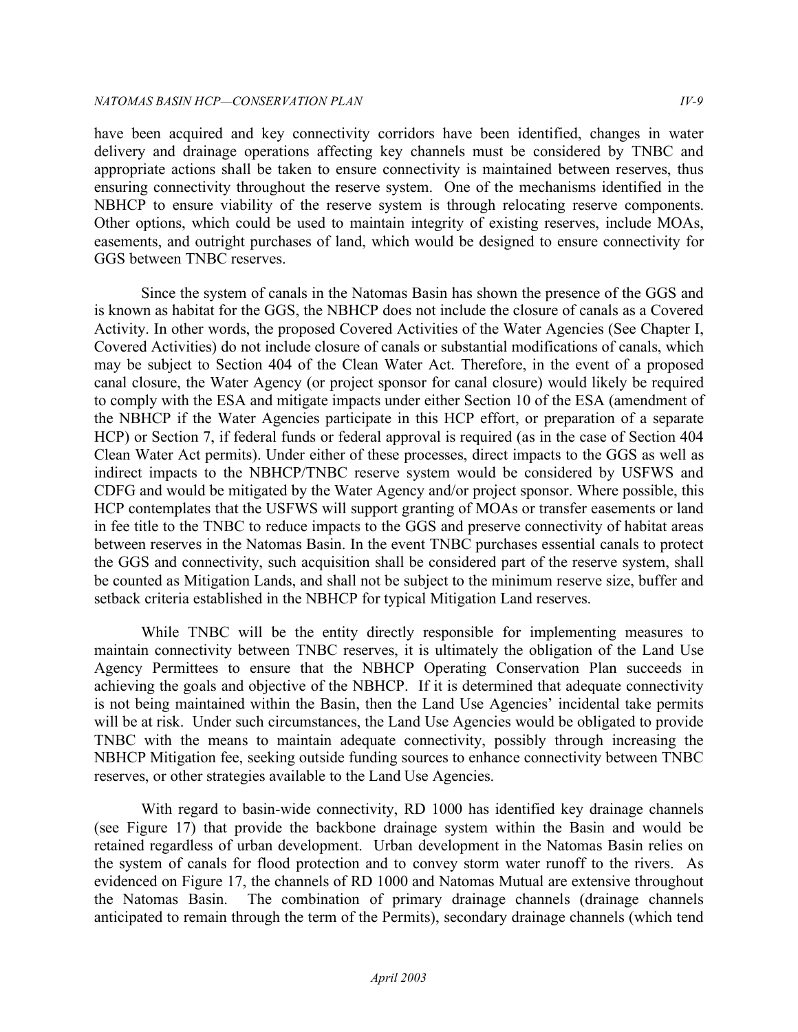have been acquired and key connectivity corridors have been identified, changes in water delivery and drainage operations affecting key channels must be considered by TNBC and appropriate actions shall be taken to ensure connectivity is maintained between reserves, thus ensuring connectivity throughout the reserve system. One of the mechanisms identified in the NBHCP to ensure viability of the reserve system is through relocating reserve components. Other options, which could be used to maintain integrity of existing reserves, include MOAs, easements, and outright purchases of land, which would be designed to ensure connectivity for GGS between TNBC reserves.

Since the system of canals in the Natomas Basin has shown the presence of the GGS and is known as habitat for the GGS, the NBHCP does not include the closure of canals as a Covered Activity. In other words, the proposed Covered Activities of the Water Agencies (See Chapter I, Covered Activities) do not include closure of canals or substantial modifications of canals, which may be subject to Section 404 of the Clean Water Act. Therefore, in the event of a proposed canal closure, the Water Agency (or project sponsor for canal closure) would likely be required to comply with the ESA and mitigate impacts under either Section 10 of the ESA (amendment of the NBHCP if the Water Agencies participate in this HCP effort, or preparation of a separate HCP) or Section 7, if federal funds or federal approval is required (as in the case of Section 404 Clean Water Act permits). Under either of these processes, direct impacts to the GGS as well as indirect impacts to the NBHCP/TNBC reserve system would be considered by USFWS and CDFG and would be mitigated by the Water Agency and/or project sponsor. Where possible, this HCP contemplates that the USFWS will support granting of MOAs or transfer easements or land in fee title to the TNBC to reduce impacts to the GGS and preserve connectivity of habitat areas between reserves in the Natomas Basin. In the event TNBC purchases essential canals to protect the GGS and connectivity, such acquisition shall be considered part of the reserve system, shall be counted as Mitigation Lands, and shall not be subject to the minimum reserve size, buffer and setback criteria established in the NBHCP for typical Mitigation Land reserves.

While TNBC will be the entity directly responsible for implementing measures to maintain connectivity between TNBC reserves, it is ultimately the obligation of the Land Use Agency Permittees to ensure that the NBHCP Operating Conservation Plan succeeds in achieving the goals and objective of the NBHCP. If it is determined that adequate connectivity is not being maintained within the Basin, then the Land Use Agencies' incidental take permits will be at risk. Under such circumstances, the Land Use Agencies would be obligated to provide TNBC with the means to maintain adequate connectivity, possibly through increasing the NBHCP Mitigation fee, seeking outside funding sources to enhance connectivity between TNBC reserves, or other strategies available to the Land Use Agencies.

With regard to basin-wide connectivity, RD 1000 has identified key drainage channels (see Figure 17) that provide the backbone drainage system within the Basin and would be retained regardless of urban development. Urban development in the Natomas Basin relies on the system of canals for flood protection and to convey storm water runoff to the rivers. As evidenced on Figure 17, the channels of RD 1000 and Natomas Mutual are extensive throughout the Natomas Basin. The combination of primary drainage channels (drainage channels anticipated to remain through the term of the Permits), secondary drainage channels (which tend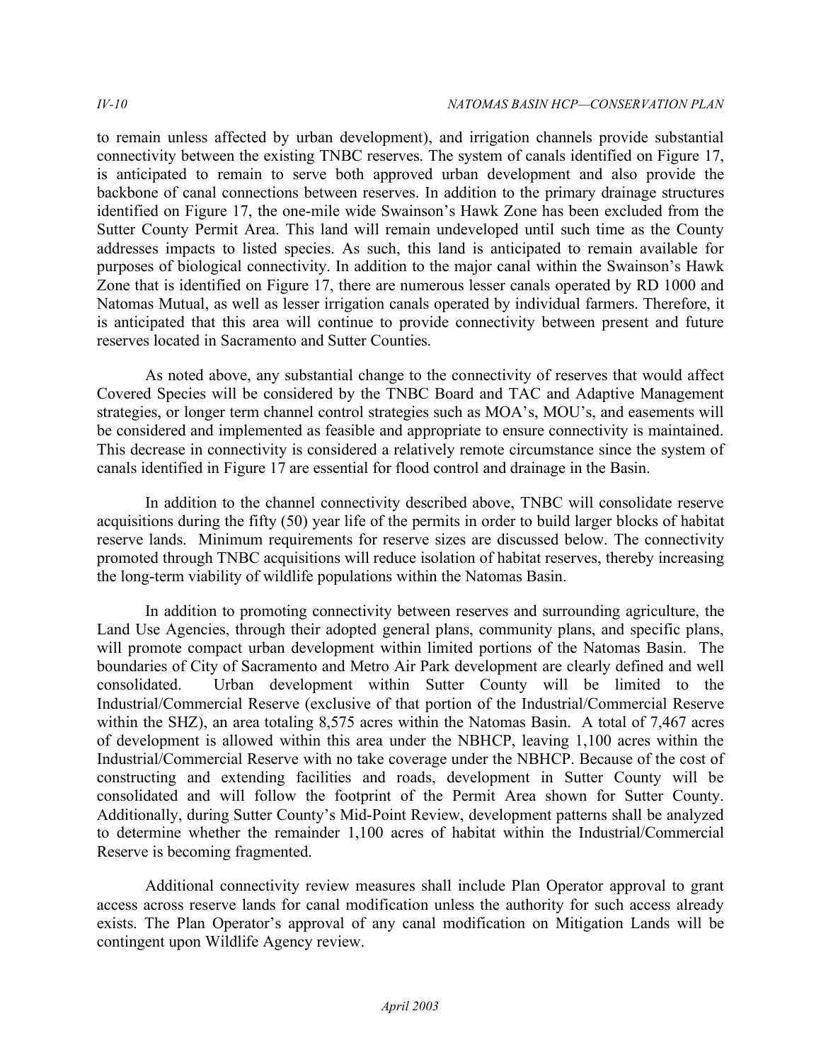to remain unless affected by urban development), and irrigation channels provide substantial connectivity between the existing TNBC reserves. The system of canals identified on Figure 17, is anticipated to remain to serve both approved urban development and also provide the backbone of canal connections between reserves. In addition to the primary drainage structures identified on Figure 17, the one-mile wide Swainson's Hawk Zone has been excluded from the Sutter County Permit Area. This land will remain undeveloped until such time as the County addresses impacts to listed species. As such, this land is anticipated to remain available for purposes of biological connectivity. In addition to the major canal within the Swainson's Hawk Zone that is identified on Figure 17, there are numerous lesser canals operated by RD 1000 and Natomas Mutual, as well as lesser irrigation canals operated by individual farmers. Therefore, it is anticipated that this area will continue to provide connectivity between present and future reserves located in Sacramento and Sutter Counties.

As noted above, any substantial change to the connectivity of reserves that would affect Covered Species will be considered by the TNBC Board and TAC and Adaptive Management strategies, or longer term channel control strategies such as MOA's, MOU's, and easements will be considered and implemented as feasible and appropriate to ensure connectivity is maintained. This decrease in connectivity is considered a relatively remote circumstance since the system of canals identified in Figure 17 are essential for flood control and drainage in the Basin.

In addition to the channel connectivity described above, TNBC will consolidate reserve acquisitions during the fifty (50) year life of the permits in order to build larger blocks of habitat reserve lands. Minimum requirements for reserve sizes are discussed below. The connectivity promoted through TNBC acquisitions will reduce isolation of habitat reserves, thereby increasing the long-term viability of wildlife populations within the Natomas Basin.

In addition to promoting connectivity between reserves and surrounding agriculture, the Land Use Agencies, through their adopted general plans, community plans, and specific plans, will promote compact urban development within limited portions of the Natomas Basin. The boundaries of City of Sacramento and Metro Air Park development are clearly defined and well consolidated. Urban development within Sutter County will be limited to the Industrial/Commercial Reserve (exclusive of that portion of the Industrial/Commercial Reserve within the SHZ), an area totaling 8,575 acres within the Natomas Basin. A total of 7,467 acres of development is allowed within this area under the NBHCP, leaving 1,100 acres within the Industrial/Commercial Reserve with no take coverage under the NBHCP. Because of the cost of constructing and extending facilities and roads, development in Sutter County will be consolidated and will follow the footprint of the Permit Area shown for Sutter County. Additionally, during Sutter County's Mid-Point Review, development patterns shall be analyzed to determine whether the remainder 1,100 acres of habitat within the Industrial/Commercial Reserve is becoming fragmented.

Additional connectivity review measures shall include Plan Operator approval to grant access across reserve lands for canal modification unless the authority for such access already exists. The Plan Operator's approval of any canal modification on Mitigation Lands will be contingent upon Wildlife Agency review.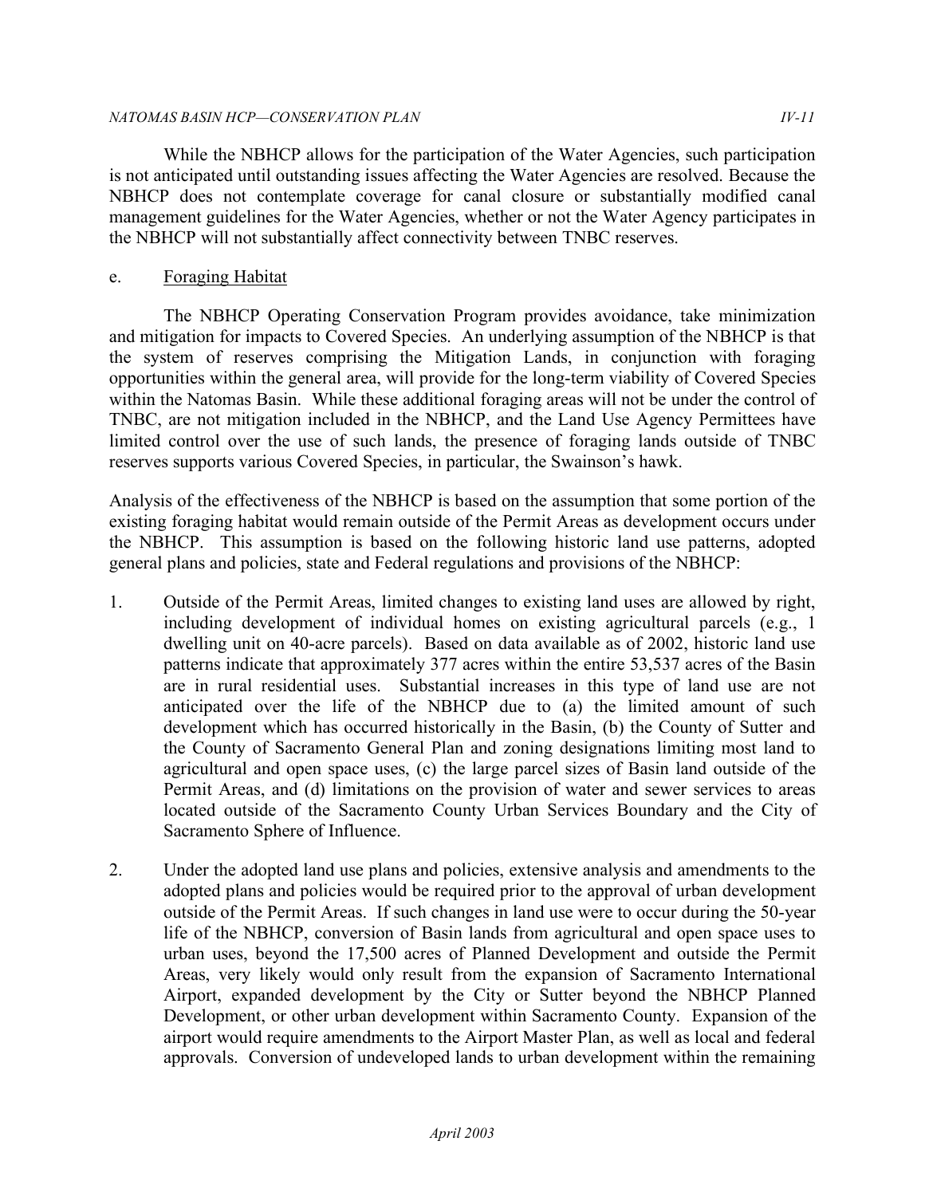While the NBHCP allows for the participation of the Water Agencies, such participation is not anticipated until outstanding issues affecting the Water Agencies are resolved. Because the NBHCP does not contemplate coverage for canal closure or substantially modified canal management guidelines for the Water Agencies, whether or not the Water Agency participates in the NBHCP will not substantially affect connectivity between TNBC reserves.

e. Foraging Habitat

The NBHCP Operating Conservation Program provides avoidance, take minimization and mitigation for impacts to Covered Species. An underlying assumption of the NBHCP is that the system of reserves comprising the Mitigation Lands, in conjunction with foraging opportunities within the general area, will provide for the long-term viability of Covered Species within the Natomas Basin. While these additional foraging areas will not be under the control of TNBC, are not mitigation included in the NBHCP, and the Land Use Agency Permittees have limited control over the use of such lands, the presence of foraging lands outside of TNBC reserves supports various Covered Species, in particular, the Swainson's hawk.

Analysis of the effectiveness of the NBHCP is based on the assumption that some portion of the existing foraging habitat would remain outside of the Permit Areas as development occurs under the NBHCP. This assumption is based on the following historic land use patterns, adopted general plans and policies, state and Federal regulations and provisions of the NBHCP:

1. Outside of the Permit Areas, limited changes to existing land uses are allowed by right, including development of individual homes on existing agricultural parcels (e.g., 1 dwelling unit on 40-acre parcels). Based on data available as of 2002, historic land use patterns indicate that approximately 377 acres within the entire 53,537 acres of the Basin are in rural residential uses. Substantial increases in this type of land use are not anticipated over the life of the NBHCP due to (a) the limited amount of such development which has occurred historically in the Basin, (b) the County of Sutter and the County of Sacramento General Plan and zoning designations limiting most land to agricultural and open space uses, (c) the large parcel sizes of Basin land outside of the Permit Areas, and (d) limitations on the provision of water and sewer services to areas located outside of the Sacramento County Urban Services Boundary and the City of Sacramento Sphere of Influence.

2. Under the adopted land use plans and policies, extensive analysis and amendments to the adopted plans and policies would be required prior to the approval of urban development outside of the Permit Areas. If such changes in land use were to occur during the 50-year life of the NBHCP, conversion of Basin lands from agricultural and open space uses to urban uses, beyond the 17,500 acres of Planned Development and outside the Permit Areas, very likely would only result from the expansion of Sacramento International Airport, expanded development by the City or Sutter beyond the NBHCP Planned Development, or other urban development within Sacramento County. Expansion of the airport would require amendments to the Airport Master Plan, as well as local and federal approvals. Conversion of undeveloped lands to urban development within the remaining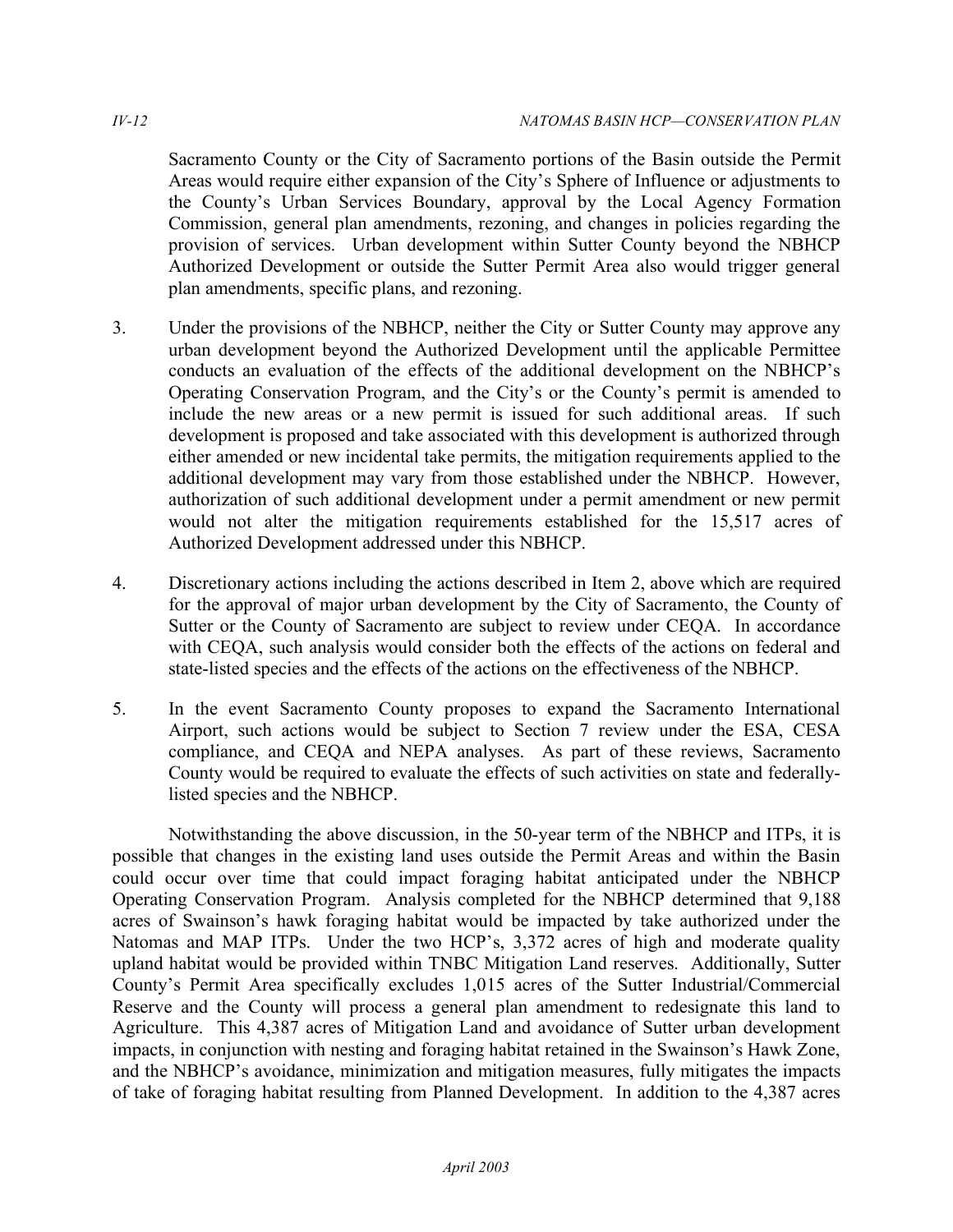Sacramento County or the City of Sacramento portions of the Basin outside the Permit Areas would require either expansion of the City's Sphere of Influence or adjustments to the County's Urban Services Boundary, approval by the Local Agency Formation Commission, general plan amendments, rezoning, and changes in policies regarding the provision of services. Urban development within Sutter County beyond the NBHCP Authorized Development or outside the Sutter Permit Area also would trigger general plan amendments, specific plans, and rezoning.

3. Under the provisions of the NBHCP, neither the City or Sutter County may approve any urban development beyond the Authorized Development until the applicable Permittee conducts an evaluation of the effects of the additional development on the NBHCP's Operating Conservation Program, and the City's or the County's permit is amended to include the new areas or a new permit is issued for such additional areas. If such development is proposed and take associated with this development is authorized through either amended or new incidental take permits, the mitigation requirements applied to the additional development may vary from those established under the NBHCP. However, authorization of such additional development under a permit amendment or new permit would not alter the mitigation requirements established for the 15,517 acres of Authorized Development addressed under this NBHCP.

4. Discretionary actions including the actions described in Item 2, above which are required for the approval of major urban development by the City of Sacramento, the County of Sutter or the County of Sacramento are subject to review under CEQA. In accordance with CEQA, such analysis would consider both the effects of the actions on federal and state-listed species and the effects of the actions on the effectiveness of the NBHCP.

5. In the event Sacramento County proposes to expand the Sacramento International Airport, such actions would be subject to Section 7 review under the ESA, CESA compliance, and CEQA and NEPA analyses. As part of these reviews, Sacramento County would be required to evaluate the effects of such activities on state and federally-listed species and the NBHCP.

Notwithstanding the above discussion, in the 50-year term of the NBHCP and ITPs, it is possible that changes in the existing land uses outside the Permit Areas and within the Basin could occur over time that could impact foraging habitat anticipated under the NBHCP Operating Conservation Program. Analysis completed for the NBHCP determined that 9,188 acres of Swainson's hawk foraging habitat would be impacted by take authorized under the Natomas and MAP ITPs. Under the two HCP's, 3,372 acres of high and moderate quality upland habitat would be provided within TNBC Mitigation Land reserves. Additionally, Sutter County's Permit Area specifically excludes 1,015 acres of the Sutter Industrial/Commercial Reserve and the County will process a general plan amendment to redesignate this land to Agriculture. This 4,387 acres of Mitigation Land and avoidance of Sutter urban development impacts, in conjunction with nesting and foraging habitat retained in the Swainson's Hawk Zone, and the NBHCP's avoidance, minimization and mitigation measures, fully mitigates the impacts of take of foraging habitat resulting from Planned Development. In addition to the 4,387 acres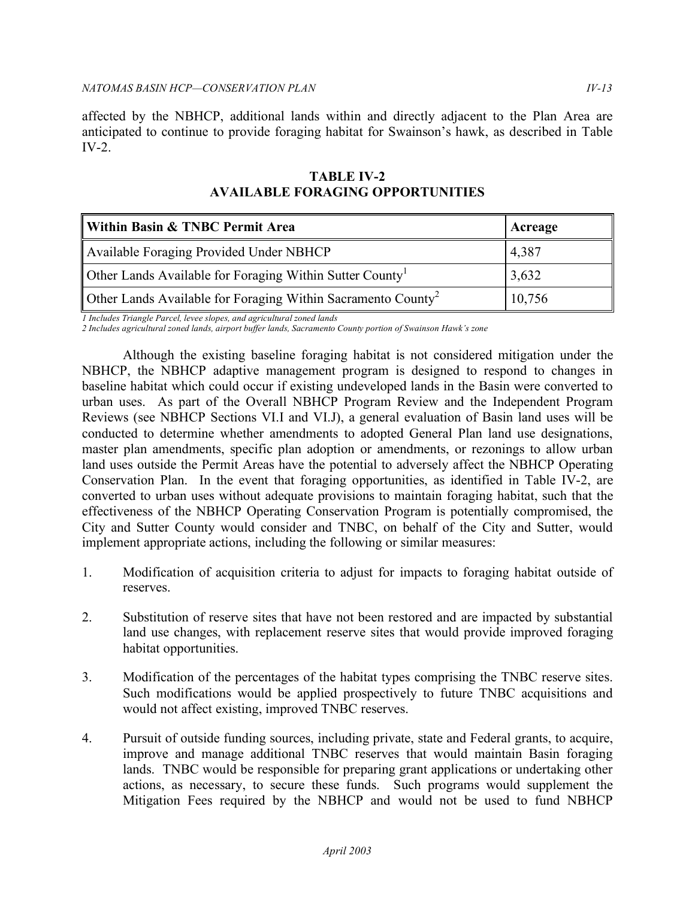affected by the NBHCP, additional lands within and directly adjacent to the Plan Area are anticipated to continue to provide foraging habitat for Swainson's hawk, as described in Table IV-2.

**TABLE IV-2**
**AVAILABLE FORAGING OPPORTUNITIES**

| Within Basin & TNBC Permit Area | Acreage |
|---|---|
| Available Foraging Provided Under NBHCP | 4,387 |
| Other Lands Available for Foraging Within Sutter County[1] | 3,632 |
| Other Lands Available for Foraging Within Sacramento County[2] | 10,756 |

*1 Includes Triangle Parcel, levee slopes, and agricultural zoned lands*
*2 Includes agricultural zoned lands, airport buffer lands, Sacramento County portion of Swainson Hawk's zone*

Although the existing baseline foraging habitat is not considered mitigation under the NBHCP, the NBHCP adaptive management program is designed to respond to changes in baseline habitat which could occur if existing undeveloped lands in the Basin were converted to urban uses. As part of the Overall NBHCP Program Review and the Independent Program Reviews (see NBHCP Sections VI.I and VI.J), a general evaluation of Basin land uses will be conducted to determine whether amendments to adopted General Plan land use designations, master plan amendments, specific plan adoption or amendments, or rezonings to allow urban land uses outside the Permit Areas have the potential to adversely affect the NBHCP Operating Conservation Plan. In the event that foraging opportunities, as identified in Table IV-2, are converted to urban uses without adequate provisions to maintain foraging habitat, such that the effectiveness of the NBHCP Operating Conservation Program is potentially compromised, the City and Sutter County would consider and TNBC, on behalf of the City and Sutter, would implement appropriate actions, including the following or similar measures:

1. Modification of acquisition criteria to adjust for impacts to foraging habitat outside of reserves.

2. Substitution of reserve sites that have not been restored and are impacted by substantial land use changes, with replacement reserve sites that would provide improved foraging habitat opportunities.

3. Modification of the percentages of the habitat types comprising the TNBC reserve sites. Such modifications would be applied prospectively to future TNBC acquisitions and would not affect existing, improved TNBC reserves.

4. Pursuit of outside funding sources, including private, state and Federal grants, to acquire, improve and manage additional TNBC reserves that would maintain Basin foraging lands. TNBC would be responsible for preparing grant applications or undertaking other actions, as necessary, to secure these funds. Such programs would supplement the Mitigation Fees required by the NBHCP and would not be used to fund NBHCP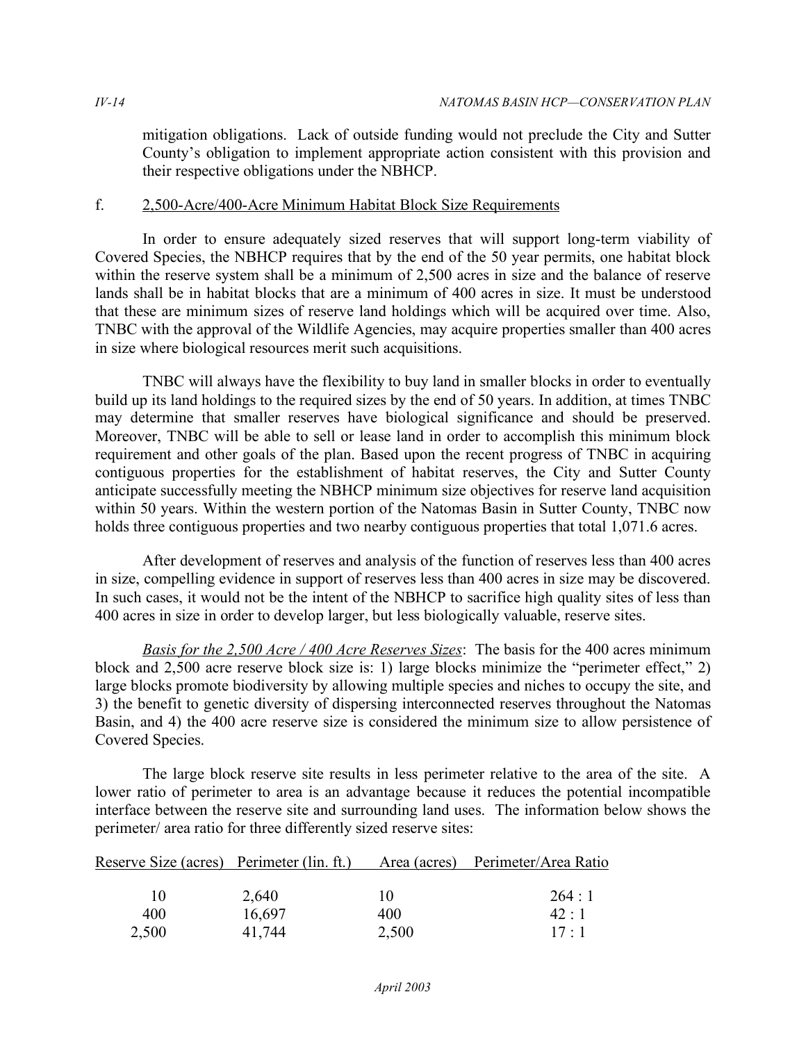mitigation obligations. Lack of outside funding would not preclude the City and Sutter County's obligation to implement appropriate action consistent with this provision and their respective obligations under the NBHCP.

### f. 2,500-Acre/400-Acre Minimum Habitat Block Size Requirements

In order to ensure adequately sized reserves that will support long-term viability of Covered Species, the NBHCP requires that by the end of the 50 year permits, one habitat block within the reserve system shall be a minimum of 2,500 acres in size and the balance of reserve lands shall be in habitat blocks that are a minimum of 400 acres in size. It must be understood that these are minimum sizes of reserve land holdings which will be acquired over time. Also, TNBC with the approval of the Wildlife Agencies, may acquire properties smaller than 400 acres in size where biological resources merit such acquisitions.

TNBC will always have the flexibility to buy land in smaller blocks in order to eventually build up its land holdings to the required sizes by the end of 50 years. In addition, at times TNBC may determine that smaller reserves have biological significance and should be preserved. Moreover, TNBC will be able to sell or lease land in order to accomplish this minimum block requirement and other goals of the plan. Based upon the recent progress of TNBC in acquiring contiguous properties for the establishment of habitat reserves, the City and Sutter County anticipate successfully meeting the NBHCP minimum size objectives for reserve land acquisition within 50 years. Within the western portion of the Natomas Basin in Sutter County, TNBC now holds three contiguous properties and two nearby contiguous properties that total 1,071.6 acres.

After development of reserves and analysis of the function of reserves less than 400 acres in size, compelling evidence in support of reserves less than 400 acres in size may be discovered. In such cases, it would not be the intent of the NBHCP to sacrifice high quality sites of less than 400 acres in size in order to develop larger, but less biologically valuable, reserve sites.

*Basis for the 2,500 Acre / 400 Acre Reserves Sizes*: The basis for the 400 acres minimum block and 2,500 acre reserve block size is: 1) large blocks minimize the "perimeter effect," 2) large blocks promote biodiversity by allowing multiple species and niches to occupy the site, and 3) the benefit to genetic diversity of dispersing interconnected reserves throughout the Natomas Basin, and 4) the 400 acre reserve size is considered the minimum size to allow persistence of Covered Species.

The large block reserve site results in less perimeter relative to the area of the site. A lower ratio of perimeter to area is an advantage because it reduces the potential incompatible interface between the reserve site and surrounding land uses. The information below shows the perimeter/ area ratio for three differently sized reserve sites:

| Reserve Size (acres) | Perimeter (lin. ft.) | Area (acres) | Perimeter/Area Ratio |
|---|---|---|---|
| 10 | 2,640 | 10 | 264 : 1 |
| 400 | 16,697 | 400 | 42 : 1 |
| 2,500 | 41,744 | 2,500 | 17 : 1 |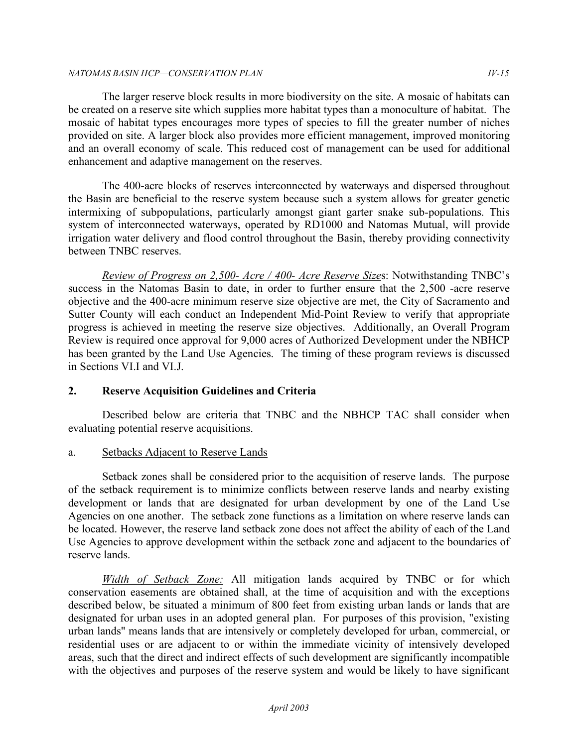The larger reserve block results in more biodiversity on the site. A mosaic of habitats can be created on a reserve site which supplies more habitat types than a monoculture of habitat. The mosaic of habitat types encourages more types of species to fill the greater number of niches provided on site. A larger block also provides more efficient management, improved monitoring and an overall economy of scale. This reduced cost of management can be used for additional enhancement and adaptive management on the reserves.

The 400-acre blocks of reserves interconnected by waterways and dispersed throughout the Basin are beneficial to the reserve system because such a system allows for greater genetic intermixing of subpopulations, particularly amongst giant garter snake sub-populations. This system of interconnected waterways, operated by RD1000 and Natomas Mutual, will provide irrigation water delivery and flood control throughout the Basin, thereby providing connectivity between TNBC reserves.

*Review of Progress on 2,500- Acre / 400- Acre Reserve Size*s: Notwithstanding TNBC's success in the Natomas Basin to date, in order to further ensure that the 2,500 -acre reserve objective and the 400-acre minimum reserve size objective are met, the City of Sacramento and Sutter County will each conduct an Independent Mid-Point Review to verify that appropriate progress is achieved in meeting the reserve size objectives. Additionally, an Overall Program Review is required once approval for 9,000 acres of Authorized Development under the NBHCP has been granted by the Land Use Agencies. The timing of these program reviews is discussed in Sections VI.I and VI.J.

## 2. Reserve Acquisition Guidelines and Criteria

Described below are criteria that TNBC and the NBHCP TAC shall consider when evaluating potential reserve acquisitions.

### a. Setbacks Adjacent to Reserve Lands

Setback zones shall be considered prior to the acquisition of reserve lands. The purpose of the setback requirement is to minimize conflicts between reserve lands and nearby existing development or lands that are designated for urban development by one of the Land Use Agencies on one another. The setback zone functions as a limitation on where reserve lands can be located. However, the reserve land setback zone does not affect the ability of each of the Land Use Agencies to approve development within the setback zone and adjacent to the boundaries of reserve lands.

*Width of Setback Zone:* All mitigation lands acquired by TNBC or for which conservation easements are obtained shall, at the time of acquisition and with the exceptions described below, be situated a minimum of 800 feet from existing urban lands or lands that are designated for urban uses in an adopted general plan. For purposes of this provision, "existing urban lands" means lands that are intensively or completely developed for urban, commercial, or residential uses or are adjacent to or within the immediate vicinity of intensively developed areas, such that the direct and indirect effects of such development are significantly incompatible with the objectives and purposes of the reserve system and would be likely to have significant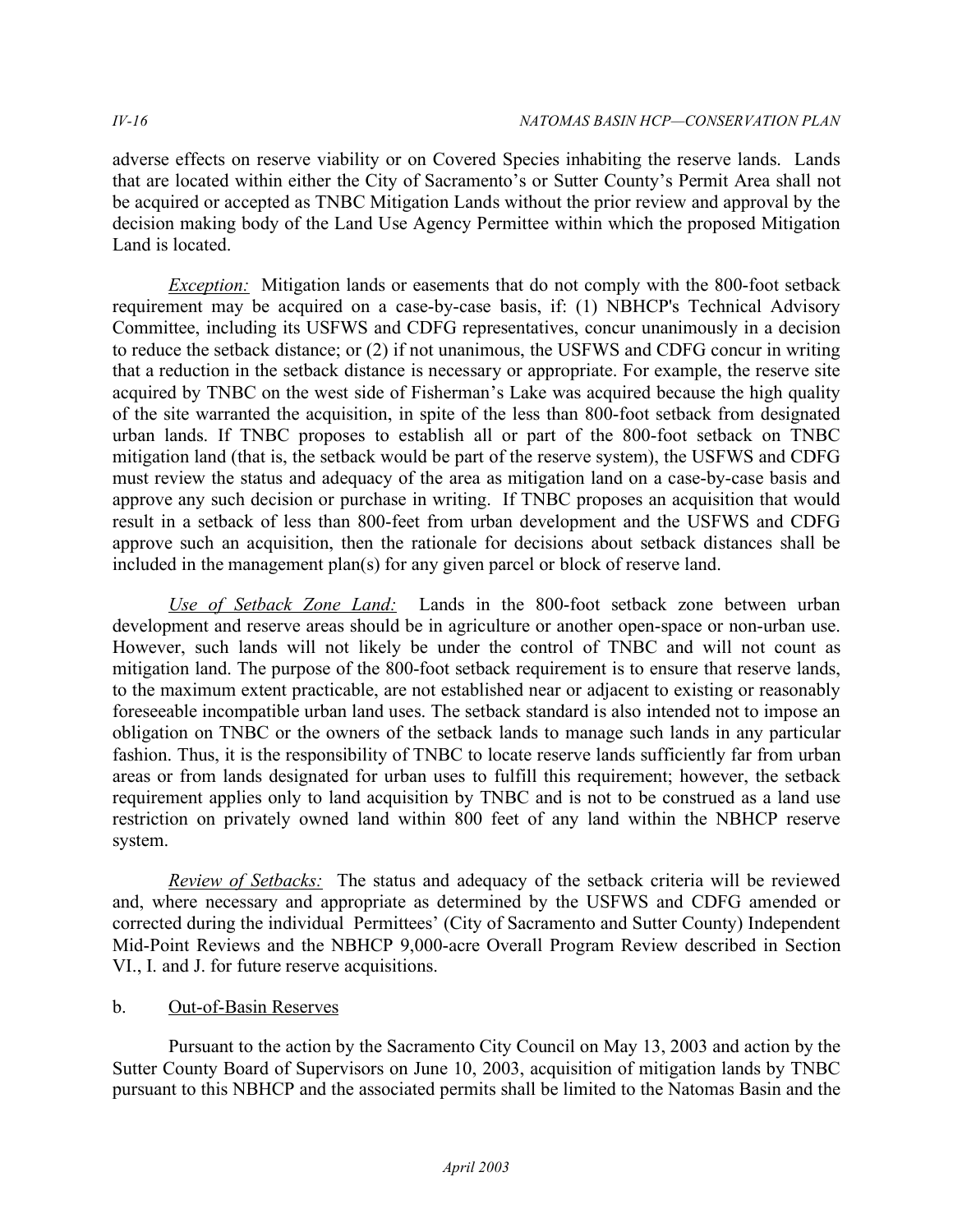adverse effects on reserve viability or on Covered Species inhabiting the reserve lands. Lands that are located within either the City of Sacramento's or Sutter County's Permit Area shall not be acquired or accepted as TNBC Mitigation Lands without the prior review and approval by the decision making body of the Land Use Agency Permittee within which the proposed Mitigation Land is located.

*Exception:* Mitigation lands or easements that do not comply with the 800-foot setback requirement may be acquired on a case-by-case basis, if: (1) NBHCP's Technical Advisory Committee, including its USFWS and CDFG representatives, concur unanimously in a decision to reduce the setback distance; or (2) if not unanimous, the USFWS and CDFG concur in writing that a reduction in the setback distance is necessary or appropriate. For example, the reserve site acquired by TNBC on the west side of Fisherman's Lake was acquired because the high quality of the site warranted the acquisition, in spite of the less than 800-foot setback from designated urban lands. If TNBC proposes to establish all or part of the 800-foot setback on TNBC mitigation land (that is, the setback would be part of the reserve system), the USFWS and CDFG must review the status and adequacy of the area as mitigation land on a case-by-case basis and approve any such decision or purchase in writing. If TNBC proposes an acquisition that would result in a setback of less than 800-feet from urban development and the USFWS and CDFG approve such an acquisition, then the rationale for decisions about setback distances shall be included in the management plan(s) for any given parcel or block of reserve land.

*Use of Setback Zone Land:* Lands in the 800-foot setback zone between urban development and reserve areas should be in agriculture or another open-space or non-urban use. However, such lands will not likely be under the control of TNBC and will not count as mitigation land. The purpose of the 800-foot setback requirement is to ensure that reserve lands, to the maximum extent practicable, are not established near or adjacent to existing or reasonably foreseeable incompatible urban land uses. The setback standard is also intended not to impose an obligation on TNBC or the owners of the setback lands to manage such lands in any particular fashion. Thus, it is the responsibility of TNBC to locate reserve lands sufficiently far from urban areas or from lands designated for urban uses to fulfill this requirement; however, the setback requirement applies only to land acquisition by TNBC and is not to be construed as a land use restriction on privately owned land within 800 feet of any land within the NBHCP reserve system.

*Review of Setbacks:* The status and adequacy of the setback criteria will be reviewed and, where necessary and appropriate as determined by the USFWS and CDFG amended or corrected during the individual Permittees' (City of Sacramento and Sutter County) Independent Mid-Point Reviews and the NBHCP 9,000-acre Overall Program Review described in Section VI., I. and J. for future reserve acquisitions.

b. Out-of-Basin Reserves

Pursuant to the action by the Sacramento City Council on May 13, 2003 and action by the Sutter County Board of Supervisors on June 10, 2003, acquisition of mitigation lands by TNBC pursuant to this NBHCP and the associated permits shall be limited to the Natomas Basin and the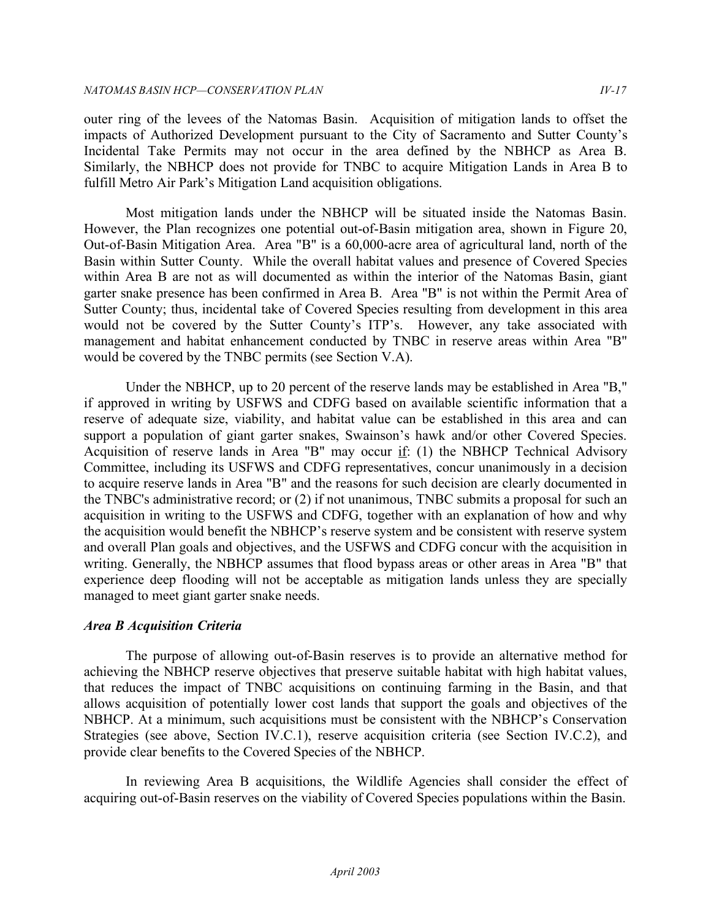outer ring of the levees of the Natomas Basin. Acquisition of mitigation lands to offset the impacts of Authorized Development pursuant to the City of Sacramento and Sutter County's Incidental Take Permits may not occur in the area defined by the NBHCP as Area B. Similarly, the NBHCP does not provide for TNBC to acquire Mitigation Lands in Area B to fulfill Metro Air Park's Mitigation Land acquisition obligations.

Most mitigation lands under the NBHCP will be situated inside the Natomas Basin. However, the Plan recognizes one potential out-of-Basin mitigation area, shown in Figure 20, Out-of-Basin Mitigation Area. Area "B" is a 60,000-acre area of agricultural land, north of the Basin within Sutter County. While the overall habitat values and presence of Covered Species within Area B are not as will documented as within the interior of the Natomas Basin, giant garter snake presence has been confirmed in Area B. Area "B" is not within the Permit Area of Sutter County; thus, incidental take of Covered Species resulting from development in this area would not be covered by the Sutter County's ITP's. However, any take associated with management and habitat enhancement conducted by TNBC in reserve areas within Area "B" would be covered by the TNBC permits (see Section V.A).

Under the NBHCP, up to 20 percent of the reserve lands may be established in Area "B," if approved in writing by USFWS and CDFG based on available scientific information that a reserve of adequate size, viability, and habitat value can be established in this area and can support a population of giant garter snakes, Swainson's hawk and/or other Covered Species. Acquisition of reserve lands in Area "B" may occur <u>if</u>: (1) the NBHCP Technical Advisory Committee, including its USFWS and CDFG representatives, concur unanimously in a decision to acquire reserve lands in Area "B" and the reasons for such decision are clearly documented in the TNBC's administrative record; or (2) if not unanimous, TNBC submits a proposal for such an acquisition in writing to the USFWS and CDFG, together with an explanation of how and why the acquisition would benefit the NBHCP's reserve system and be consistent with reserve system and overall Plan goals and objectives, and the USFWS and CDFG concur with the acquisition in writing. Generally, the NBHCP assumes that flood bypass areas or other areas in Area "B" that experience deep flooding will not be acceptable as mitigation lands unless they are specially managed to meet giant garter snake needs.

### *Area B Acquisition Criteria*

The purpose of allowing out-of-Basin reserves is to provide an alternative method for achieving the NBHCP reserve objectives that preserve suitable habitat with high habitat values, that reduces the impact of TNBC acquisitions on continuing farming in the Basin, and that allows acquisition of potentially lower cost lands that support the goals and objectives of the NBHCP. At a minimum, such acquisitions must be consistent with the NBHCP's Conservation Strategies (see above, Section IV.C.1), reserve acquisition criteria (see Section IV.C.2), and provide clear benefits to the Covered Species of the NBHCP.

In reviewing Area B acquisitions, the Wildlife Agencies shall consider the effect of acquiring out-of-Basin reserves on the viability of Covered Species populations within the Basin.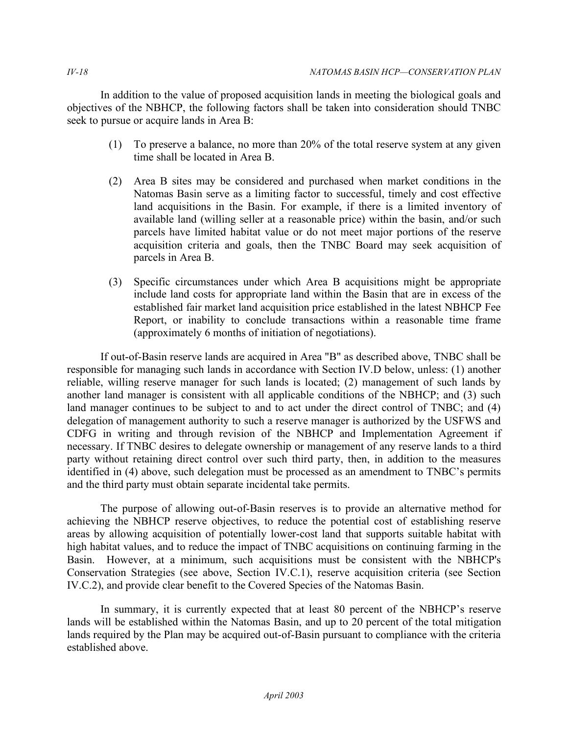In addition to the value of proposed acquisition lands in meeting the biological goals and objectives of the NBHCP, the following factors shall be taken into consideration should TNBC seek to pursue or acquire lands in Area B:

(1) To preserve a balance, no more than 20% of the total reserve system at any given time shall be located in Area B.

(2) Area B sites may be considered and purchased when market conditions in the Natomas Basin serve as a limiting factor to successful, timely and cost effective land acquisitions in the Basin. For example, if there is a limited inventory of available land (willing seller at a reasonable price) within the basin, and/or such parcels have limited habitat value or do not meet major portions of the reserve acquisition criteria and goals, then the TNBC Board may seek acquisition of parcels in Area B.

(3) Specific circumstances under which Area B acquisitions might be appropriate include land costs for appropriate land within the Basin that are in excess of the established fair market land acquisition price established in the latest NBHCP Fee Report, or inability to conclude transactions within a reasonable time frame (approximately 6 months of initiation of negotiations).

If out-of-Basin reserve lands are acquired in Area "B" as described above, TNBC shall be responsible for managing such lands in accordance with Section IV.D below, unless: (1) another reliable, willing reserve manager for such lands is located; (2) management of such lands by another land manager is consistent with all applicable conditions of the NBHCP; and (3) such land manager continues to be subject to and to act under the direct control of TNBC; and (4) delegation of management authority to such a reserve manager is authorized by the USFWS and CDFG in writing and through revision of the NBHCP and Implementation Agreement if necessary. If TNBC desires to delegate ownership or management of any reserve lands to a third party without retaining direct control over such third party, then, in addition to the measures identified in (4) above, such delegation must be processed as an amendment to TNBC's permits and the third party must obtain separate incidental take permits.

The purpose of allowing out-of-Basin reserves is to provide an alternative method for achieving the NBHCP reserve objectives, to reduce the potential cost of establishing reserve areas by allowing acquisition of potentially lower-cost land that supports suitable habitat with high habitat values, and to reduce the impact of TNBC acquisitions on continuing farming in the Basin. However, at a minimum, such acquisitions must be consistent with the NBHCP's Conservation Strategies (see above, Section IV.C.1), reserve acquisition criteria (see Section IV.C.2), and provide clear benefit to the Covered Species of the Natomas Basin.

In summary, it is currently expected that at least 80 percent of the NBHCP's reserve lands will be established within the Natomas Basin, and up to 20 percent of the total mitigation lands required by the Plan may be acquired out-of-Basin pursuant to compliance with the criteria established above.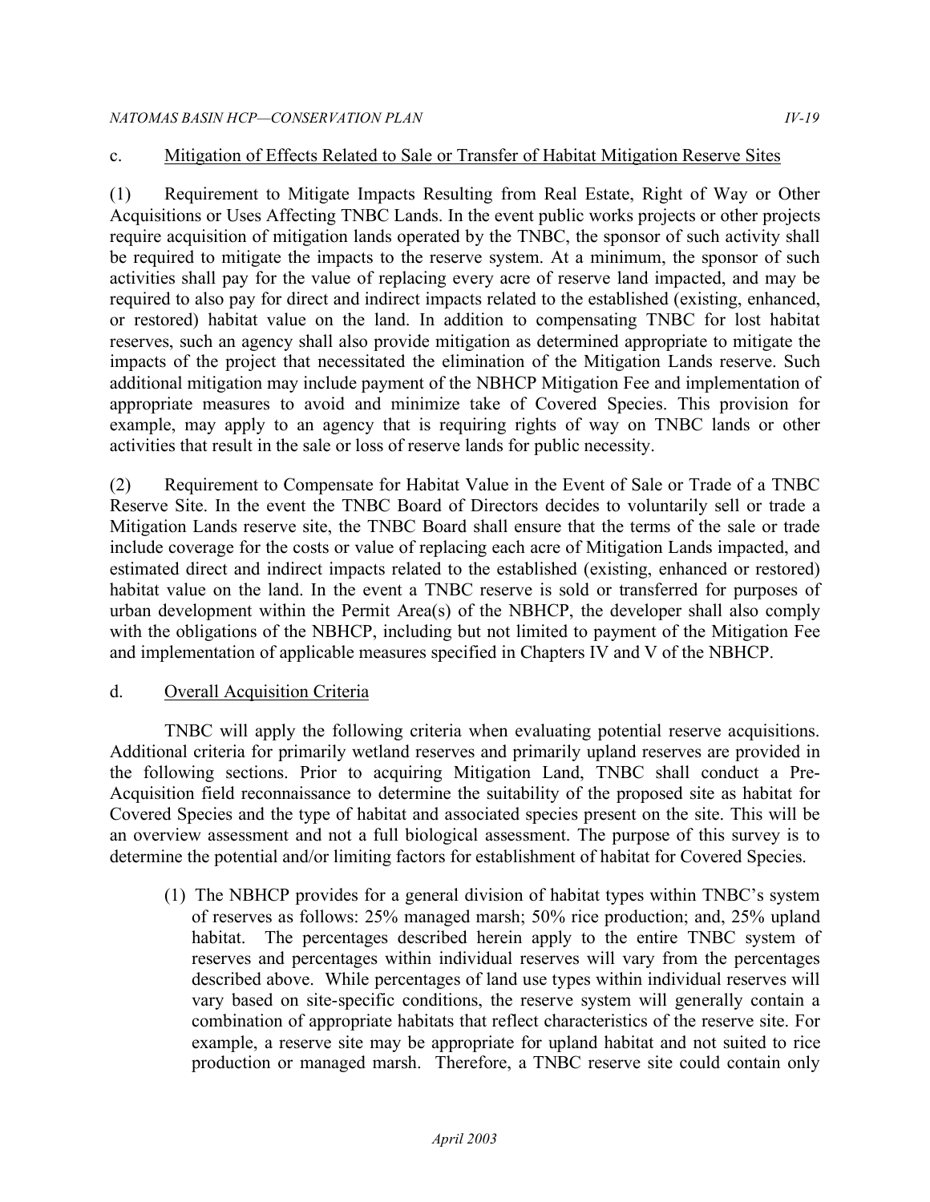c. Mitigation of Effects Related to Sale or Transfer of Habitat Mitigation Reserve Sites

(1) Requirement to Mitigate Impacts Resulting from Real Estate, Right of Way or Other Acquisitions or Uses Affecting TNBC Lands. In the event public works projects or other projects require acquisition of mitigation lands operated by the TNBC, the sponsor of such activity shall be required to mitigate the impacts to the reserve system. At a minimum, the sponsor of such activities shall pay for the value of replacing every acre of reserve land impacted, and may be required to also pay for direct and indirect impacts related to the established (existing, enhanced, or restored) habitat value on the land. In addition to compensating TNBC for lost habitat reserves, such an agency shall also provide mitigation as determined appropriate to mitigate the impacts of the project that necessitated the elimination of the Mitigation Lands reserve. Such additional mitigation may include payment of the NBHCP Mitigation Fee and implementation of appropriate measures to avoid and minimize take of Covered Species. This provision for example, may apply to an agency that is requiring rights of way on TNBC lands or other activities that result in the sale or loss of reserve lands for public necessity.

(2) Requirement to Compensate for Habitat Value in the Event of Sale or Trade of a TNBC Reserve Site. In the event the TNBC Board of Directors decides to voluntarily sell or trade a Mitigation Lands reserve site, the TNBC Board shall ensure that the terms of the sale or trade include coverage for the costs or value of replacing each acre of Mitigation Lands impacted, and estimated direct and indirect impacts related to the established (existing, enhanced or restored) habitat value on the land. In the event a TNBC reserve is sold or transferred for purposes of urban development within the Permit Area(s) of the NBHCP, the developer shall also comply with the obligations of the NBHCP, including but not limited to payment of the Mitigation Fee and implementation of applicable measures specified in Chapters IV and V of the NBHCP.

d. Overall Acquisition Criteria

TNBC will apply the following criteria when evaluating potential reserve acquisitions. Additional criteria for primarily wetland reserves and primarily upland reserves are provided in the following sections. Prior to acquiring Mitigation Land, TNBC shall conduct a Pre-Acquisition field reconnaissance to determine the suitability of the proposed site as habitat for Covered Species and the type of habitat and associated species present on the site. This will be an overview assessment and not a full biological assessment. The purpose of this survey is to determine the potential and/or limiting factors for establishment of habitat for Covered Species.

(1) The NBHCP provides for a general division of habitat types within TNBC's system of reserves as follows: 25% managed marsh; 50% rice production; and, 25% upland habitat. The percentages described herein apply to the entire TNBC system of reserves and percentages within individual reserves will vary from the percentages described above. While percentages of land use types within individual reserves will vary based on site-specific conditions, the reserve system will generally contain a combination of appropriate habitats that reflect characteristics of the reserve site. For example, a reserve site may be appropriate for upland habitat and not suited to rice production or managed marsh. Therefore, a TNBC reserve site could contain only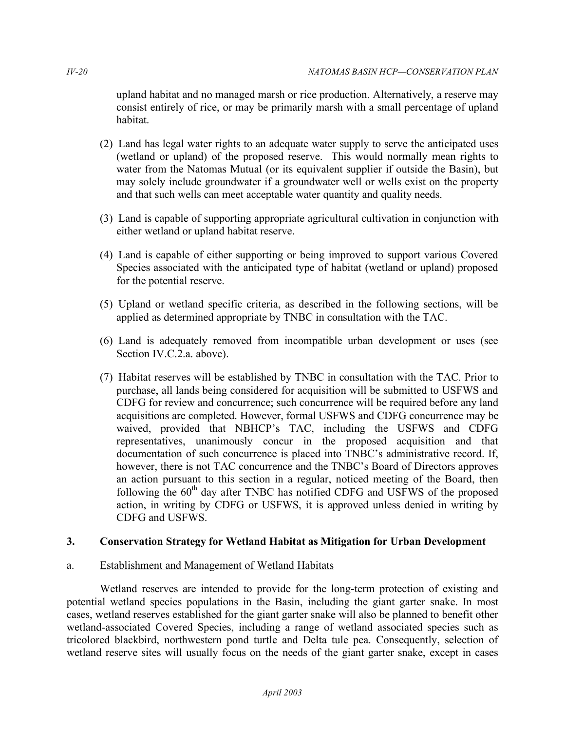upland habitat and no managed marsh or rice production. Alternatively, a reserve may consist entirely of rice, or may be primarily marsh with a small percentage of upland habitat.

(2) Land has legal water rights to an adequate water supply to serve the anticipated uses (wetland or upland) of the proposed reserve. This would normally mean rights to water from the Natomas Mutual (or its equivalent supplier if outside the Basin), but may solely include groundwater if a groundwater well or wells exist on the property and that such wells can meet acceptable water quantity and quality needs.

(3) Land is capable of supporting appropriate agricultural cultivation in conjunction with either wetland or upland habitat reserve.

(4) Land is capable of either supporting or being improved to support various Covered Species associated with the anticipated type of habitat (wetland or upland) proposed for the potential reserve.

(5) Upland or wetland specific criteria, as described in the following sections, will be applied as determined appropriate by TNBC in consultation with the TAC.

(6) Land is adequately removed from incompatible urban development or uses (see Section IV.C.2.a. above).

(7) Habitat reserves will be established by TNBC in consultation with the TAC. Prior to purchase, all lands being considered for acquisition will be submitted to USFWS and CDFG for review and concurrence; such concurrence will be required before any land acquisitions are completed. However, formal USFWS and CDFG concurrence may be waived, provided that NBHCP's TAC, including the USFWS and CDFG representatives, unanimously concur in the proposed acquisition and that documentation of such concurrence is placed into TNBC's administrative record. If, however, there is not TAC concurrence and the TNBC's Board of Directors approves an action pursuant to this section in a regular, noticed meeting of the Board, then following the 60th day after TNBC has notified CDFG and USFWS of the proposed action, in writing by CDFG or USFWS, it is approved unless denied in writing by CDFG and USFWS.

## 3. Conservation Strategy for Wetland Habitat as Mitigation for Urban Development

### a. Establishment and Management of Wetland Habitats

Wetland reserves are intended to provide for the long-term protection of existing and potential wetland species populations in the Basin, including the giant garter snake. In most cases, wetland reserves established for the giant garter snake will also be planned to benefit other wetland-associated Covered Species, including a range of wetland associated species such as tricolored blackbird, northwestern pond turtle and Delta tule pea. Consequently, selection of wetland reserve sites will usually focus on the needs of the giant garter snake, except in cases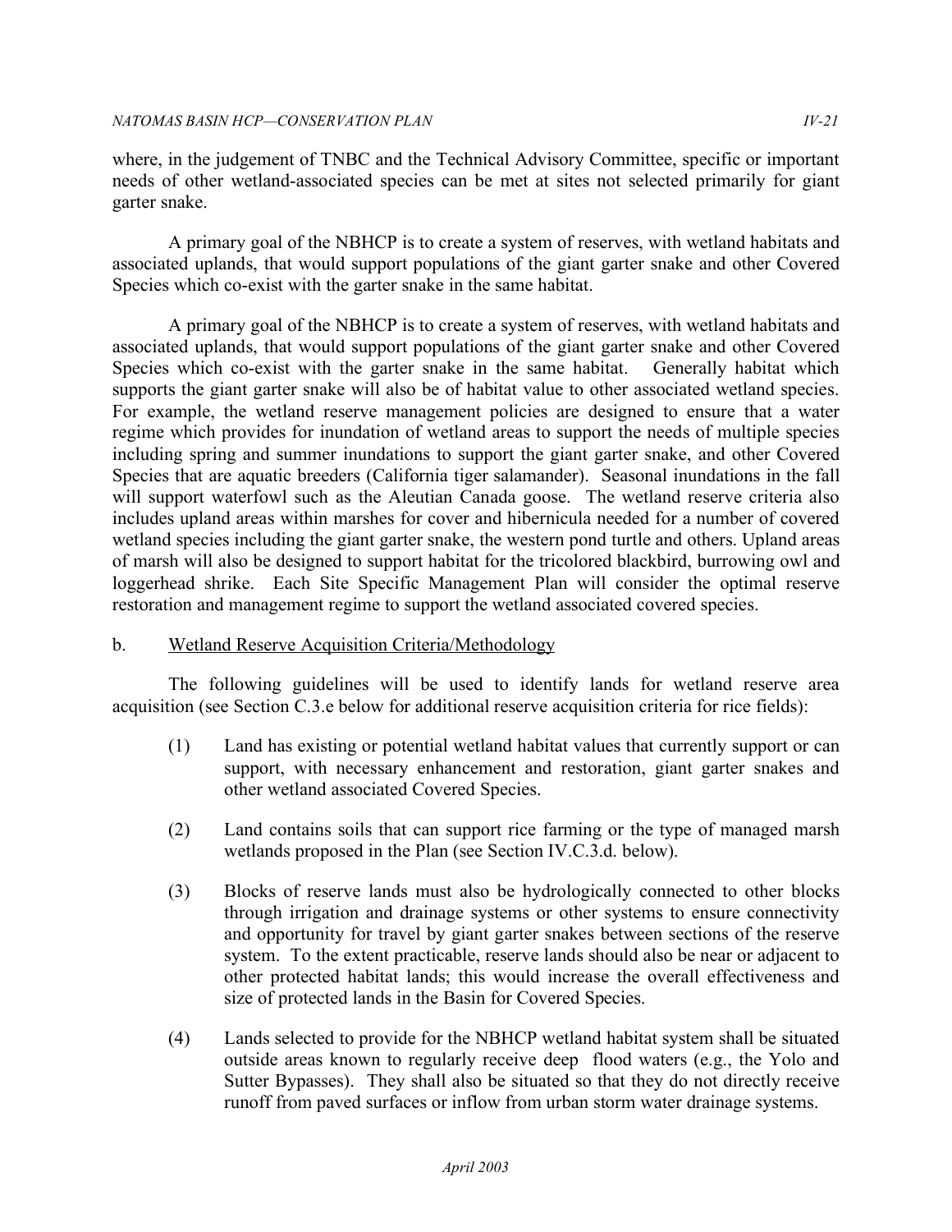where, in the judgement of TNBC and the Technical Advisory Committee, specific or important needs of other wetland-associated species can be met at sites not selected primarily for giant garter snake.

A primary goal of the NBHCP is to create a system of reserves, with wetland habitats and associated uplands, that would support populations of the giant garter snake and other Covered Species which co-exist with the garter snake in the same habitat.

A primary goal of the NBHCP is to create a system of reserves, with wetland habitats and associated uplands, that would support populations of the giant garter snake and other Covered Species which co-exist with the garter snake in the same habitat. Generally habitat which supports the giant garter snake will also be of habitat value to other associated wetland species. For example, the wetland reserve management policies are designed to ensure that a water regime which provides for inundation of wetland areas to support the needs of multiple species including spring and summer inundations to support the giant garter snake, and other Covered Species that are aquatic breeders (California tiger salamander). Seasonal inundations in the fall will support waterfowl such as the Aleutian Canada goose. The wetland reserve criteria also includes upland areas within marshes for cover and hibernicula needed for a number of covered wetland species including the giant garter snake, the western pond turtle and others. Upland areas of marsh will also be designed to support habitat for the tricolored blackbird, burrowing owl and loggerhead shrike. Each Site Specific Management Plan will consider the optimal reserve restoration and management regime to support the wetland associated covered species.

b. Wetland Reserve Acquisition Criteria/Methodology

The following guidelines will be used to identify lands for wetland reserve area acquisition (see Section C.3.e below for additional reserve acquisition criteria for rice fields):

(1) Land has existing or potential wetland habitat values that currently support or can support, with necessary enhancement and restoration, giant garter snakes and other wetland associated Covered Species.

(2) Land contains soils that can support rice farming or the type of managed marsh wetlands proposed in the Plan (see Section IV.C.3.d. below).

(3) Blocks of reserve lands must also be hydrologically connected to other blocks through irrigation and drainage systems or other systems to ensure connectivity and opportunity for travel by giant garter snakes between sections of the reserve system. To the extent practicable, reserve lands should also be near or adjacent to other protected habitat lands; this would increase the overall effectiveness and size of protected lands in the Basin for Covered Species.

(4) Lands selected to provide for the NBHCP wetland habitat system shall be situated outside areas known to regularly receive deep flood waters (e.g., the Yolo and Sutter Bypasses). They shall also be situated so that they do not directly receive runoff from paved surfaces or inflow from urban storm water drainage systems.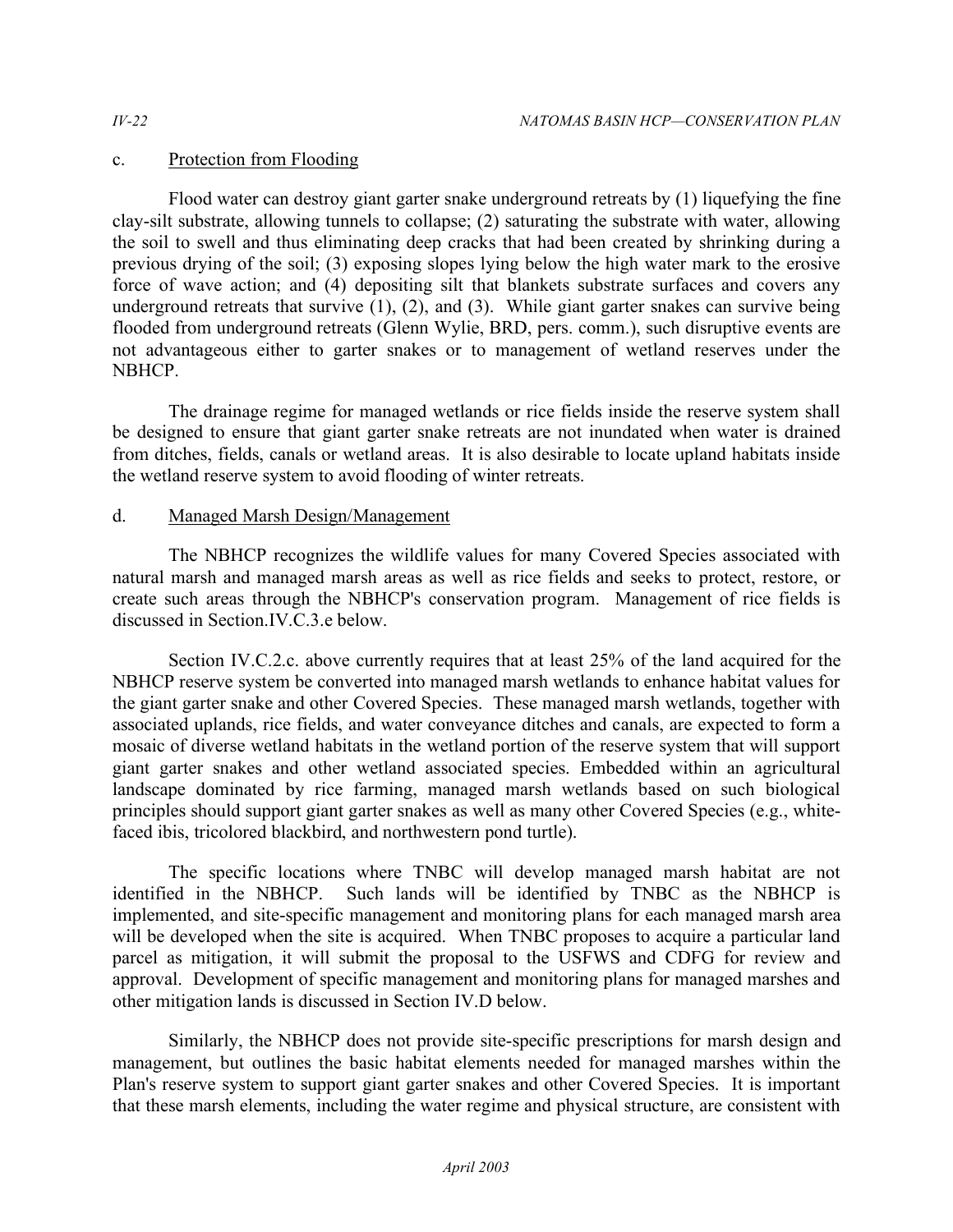c. Protection from Flooding

Flood water can destroy giant garter snake underground retreats by (1) liquefying the fine clay-silt substrate, allowing tunnels to collapse; (2) saturating the substrate with water, allowing the soil to swell and thus eliminating deep cracks that had been created by shrinking during a previous drying of the soil; (3) exposing slopes lying below the high water mark to the erosive force of wave action; and (4) depositing silt that blankets substrate surfaces and covers any underground retreats that survive (1), (2), and (3). While giant garter snakes can survive being flooded from underground retreats (Glenn Wylie, BRD, pers. comm.), such disruptive events are not advantageous either to garter snakes or to management of wetland reserves under the NBHCP.

The drainage regime for managed wetlands or rice fields inside the reserve system shall be designed to ensure that giant garter snake retreats are not inundated when water is drained from ditches, fields, canals or wetland areas. It is also desirable to locate upland habitats inside the wetland reserve system to avoid flooding of winter retreats.

d. Managed Marsh Design/Management

The NBHCP recognizes the wildlife values for many Covered Species associated with natural marsh and managed marsh areas as well as rice fields and seeks to protect, restore, or create such areas through the NBHCP's conservation program. Management of rice fields is discussed in Section.IV.C.3.e below.

Section IV.C.2.c. above currently requires that at least 25% of the land acquired for the NBHCP reserve system be converted into managed marsh wetlands to enhance habitat values for the giant garter snake and other Covered Species. These managed marsh wetlands, together with associated uplands, rice fields, and water conveyance ditches and canals, are expected to form a mosaic of diverse wetland habitats in the wetland portion of the reserve system that will support giant garter snakes and other wetland associated species. Embedded within an agricultural landscape dominated by rice farming, managed marsh wetlands based on such biological principles should support giant garter snakes as well as many other Covered Species (e.g., white-faced ibis, tricolored blackbird, and northwestern pond turtle).

The specific locations where TNBC will develop managed marsh habitat are not identified in the NBHCP. Such lands will be identified by TNBC as the NBHCP is implemented, and site-specific management and monitoring plans for each managed marsh area will be developed when the site is acquired. When TNBC proposes to acquire a particular land parcel as mitigation, it will submit the proposal to the USFWS and CDFG for review and approval. Development of specific management and monitoring plans for managed marshes and other mitigation lands is discussed in Section IV.D below.

Similarly, the NBHCP does not provide site-specific prescriptions for marsh design and management, but outlines the basic habitat elements needed for managed marshes within the Plan's reserve system to support giant garter snakes and other Covered Species. It is important that these marsh elements, including the water regime and physical structure, are consistent with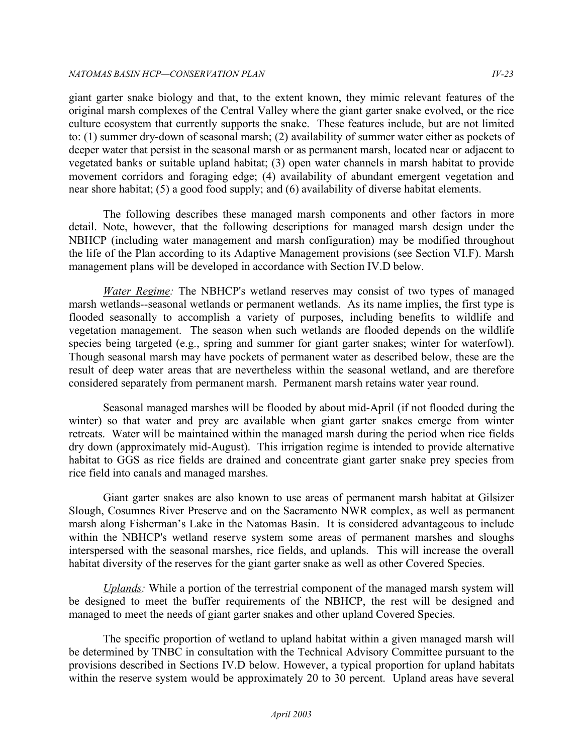giant garter snake biology and that, to the extent known, they mimic relevant features of the original marsh complexes of the Central Valley where the giant garter snake evolved, or the rice culture ecosystem that currently supports the snake. These features include, but are not limited to: (1) summer dry-down of seasonal marsh; (2) availability of summer water either as pockets of deeper water that persist in the seasonal marsh or as permanent marsh, located near or adjacent to vegetated banks or suitable upland habitat; (3) open water channels in marsh habitat to provide movement corridors and foraging edge; (4) availability of abundant emergent vegetation and near shore habitat; (5) a good food supply; and (6) availability of diverse habitat elements.

The following describes these managed marsh components and other factors in more detail. Note, however, that the following descriptions for managed marsh design under the NBHCP (including water management and marsh configuration) may be modified throughout the life of the Plan according to its Adaptive Management provisions (see Section VI.F). Marsh management plans will be developed in accordance with Section IV.D below.

*Water Regime:* The NBHCP's wetland reserves may consist of two types of managed marsh wetlands--seasonal wetlands or permanent wetlands. As its name implies, the first type is flooded seasonally to accomplish a variety of purposes, including benefits to wildlife and vegetation management. The season when such wetlands are flooded depends on the wildlife species being targeted (e.g., spring and summer for giant garter snakes; winter for waterfowl). Though seasonal marsh may have pockets of permanent water as described below, these are the result of deep water areas that are nevertheless within the seasonal wetland, and are therefore considered separately from permanent marsh. Permanent marsh retains water year round.

Seasonal managed marshes will be flooded by about mid-April (if not flooded during the winter) so that water and prey are available when giant garter snakes emerge from winter retreats. Water will be maintained within the managed marsh during the period when rice fields dry down (approximately mid-August). This irrigation regime is intended to provide alternative habitat to GGS as rice fields are drained and concentrate giant garter snake prey species from rice field into canals and managed marshes.

Giant garter snakes are also known to use areas of permanent marsh habitat at Gilsizer Slough, Cosumnes River Preserve and on the Sacramento NWR complex, as well as permanent marsh along Fisherman's Lake in the Natomas Basin. It is considered advantageous to include within the NBHCP's wetland reserve system some areas of permanent marshes and sloughs interspersed with the seasonal marshes, rice fields, and uplands. This will increase the overall habitat diversity of the reserves for the giant garter snake as well as other Covered Species.

*Uplands:* While a portion of the terrestrial component of the managed marsh system will be designed to meet the buffer requirements of the NBHCP, the rest will be designed and managed to meet the needs of giant garter snakes and other upland Covered Species.

The specific proportion of wetland to upland habitat within a given managed marsh will be determined by TNBC in consultation with the Technical Advisory Committee pursuant to the provisions described in Sections IV.D below. However, a typical proportion for upland habitats within the reserve system would be approximately 20 to 30 percent. Upland areas have several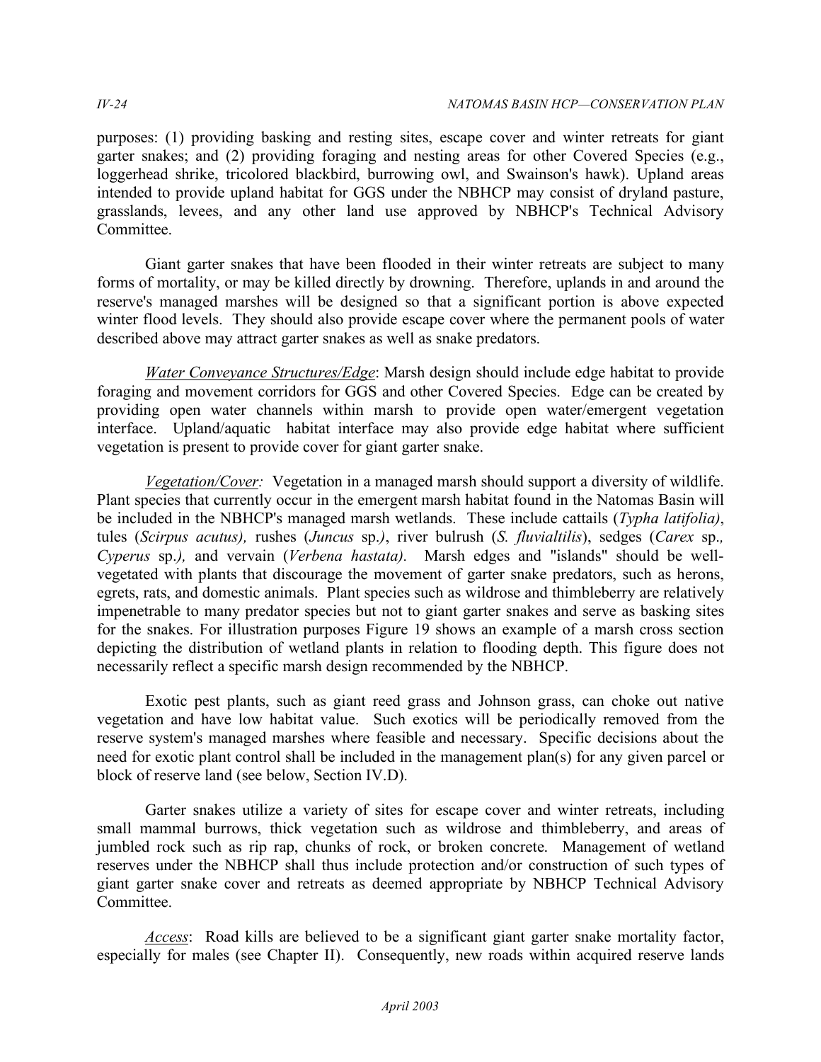purposes: (1) providing basking and resting sites, escape cover and winter retreats for giant garter snakes; and (2) providing foraging and nesting areas for other Covered Species (e.g., loggerhead shrike, tricolored blackbird, burrowing owl, and Swainson's hawk). Upland areas intended to provide upland habitat for GGS under the NBHCP may consist of dryland pasture, grasslands, levees, and any other land use approved by NBHCP's Technical Advisory Committee.

Giant garter snakes that have been flooded in their winter retreats are subject to many forms of mortality, or may be killed directly by drowning. Therefore, uplands in and around the reserve's managed marshes will be designed so that a significant portion is above expected winter flood levels. They should also provide escape cover where the permanent pools of water described above may attract garter snakes as well as snake predators.

*Water Conveyance Structures/Edge*: Marsh design should include edge habitat to provide foraging and movement corridors for GGS and other Covered Species. Edge can be created by providing open water channels within marsh to provide open water/emergent vegetation interface. Upland/aquatic habitat interface may also provide edge habitat where sufficient vegetation is present to provide cover for giant garter snake.

*Vegetation/Cover:* Vegetation in a managed marsh should support a diversity of wildlife. Plant species that currently occur in the emergent marsh habitat found in the Natomas Basin will be included in the NBHCP's managed marsh wetlands. These include cattails (*Typha latifolia)*, tules (*Scirpus acutus),* rushes (*Juncus* sp.*)*, river bulrush (*S. fluvialtilis*), sedges (*Carex* sp.*, Cyperus* sp.*),* and vervain (*Verbena hastata).* Marsh edges and "islands" should be well-vegetated with plants that discourage the movement of garter snake predators, such as herons, egrets, rats, and domestic animals. Plant species such as wildrose and thimbleberry are relatively impenetrable to many predator species but not to giant garter snakes and serve as basking sites for the snakes. For illustration purposes Figure 19 shows an example of a marsh cross section depicting the distribution of wetland plants in relation to flooding depth. This figure does not necessarily reflect a specific marsh design recommended by the NBHCP.

Exotic pest plants, such as giant reed grass and Johnson grass, can choke out native vegetation and have low habitat value. Such exotics will be periodically removed from the reserve system's managed marshes where feasible and necessary. Specific decisions about the need for exotic plant control shall be included in the management plan(s) for any given parcel or block of reserve land (see below, Section IV.D).

Garter snakes utilize a variety of sites for escape cover and winter retreats, including small mammal burrows, thick vegetation such as wildrose and thimbleberry, and areas of jumbled rock such as rip rap, chunks of rock, or broken concrete. Management of wetland reserves under the NBHCP shall thus include protection and/or construction of such types of giant garter snake cover and retreats as deemed appropriate by NBHCP Technical Advisory Committee.

*Access*: Road kills are believed to be a significant giant garter snake mortality factor, especially for males (see Chapter II). Consequently, new roads within acquired reserve lands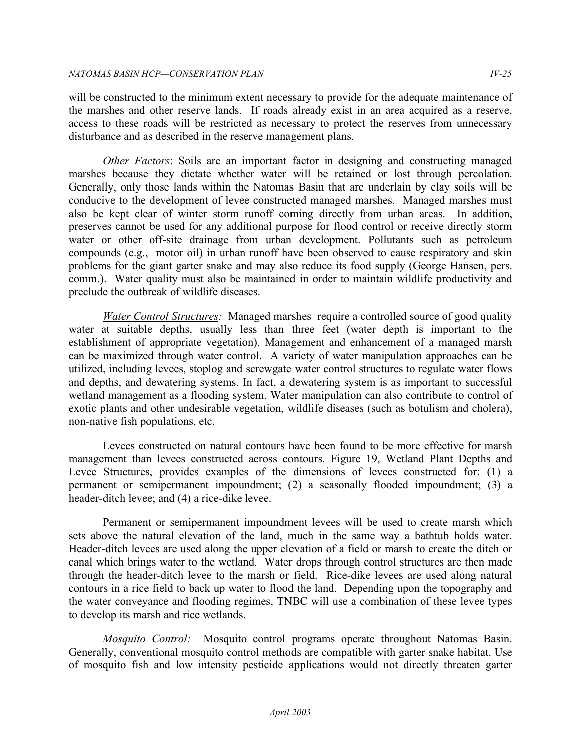will be constructed to the minimum extent necessary to provide for the adequate maintenance of the marshes and other reserve lands. If roads already exist in an area acquired as a reserve, access to these roads will be restricted as necessary to protect the reserves from unnecessary disturbance and as described in the reserve management plans.

*Other Factors*: Soils are an important factor in designing and constructing managed marshes because they dictate whether water will be retained or lost through percolation. Generally, only those lands within the Natomas Basin that are underlain by clay soils will be conducive to the development of levee constructed managed marshes. Managed marshes must also be kept clear of winter storm runoff coming directly from urban areas. In addition, preserves cannot be used for any additional purpose for flood control or receive directly storm water or other off-site drainage from urban development. Pollutants such as petroleum compounds (e.g., motor oil) in urban runoff have been observed to cause respiratory and skin problems for the giant garter snake and may also reduce its food supply (George Hansen, pers. comm.). Water quality must also be maintained in order to maintain wildlife productivity and preclude the outbreak of wildlife diseases.

*Water Control Structures:* Managed marshes require a controlled source of good quality water at suitable depths, usually less than three feet (water depth is important to the establishment of appropriate vegetation). Management and enhancement of a managed marsh can be maximized through water control. A variety of water manipulation approaches can be utilized, including levees, stoplog and screwgate water control structures to regulate water flows and depths, and dewatering systems. In fact, a dewatering system is as important to successful wetland management as a flooding system. Water manipulation can also contribute to control of exotic plants and other undesirable vegetation, wildlife diseases (such as botulism and cholera), non-native fish populations, etc.

Levees constructed on natural contours have been found to be more effective for marsh management than levees constructed across contours. Figure 19, Wetland Plant Depths and Levee Structures, provides examples of the dimensions of levees constructed for: (1) a permanent or semipermanent impoundment; (2) a seasonally flooded impoundment; (3) a header-ditch levee; and (4) a rice-dike levee.

Permanent or semipermanent impoundment levees will be used to create marsh which sets above the natural elevation of the land, much in the same way a bathtub holds water. Header-ditch levees are used along the upper elevation of a field or marsh to create the ditch or canal which brings water to the wetland. Water drops through control structures are then made through the header-ditch levee to the marsh or field. Rice-dike levees are used along natural contours in a rice field to back up water to flood the land. Depending upon the topography and the water conveyance and flooding regimes, TNBC will use a combination of these levee types to develop its marsh and rice wetlands.

*Mosquito Control:* Mosquito control programs operate throughout Natomas Basin. Generally, conventional mosquito control methods are compatible with garter snake habitat. Use of mosquito fish and low intensity pesticide applications would not directly threaten garter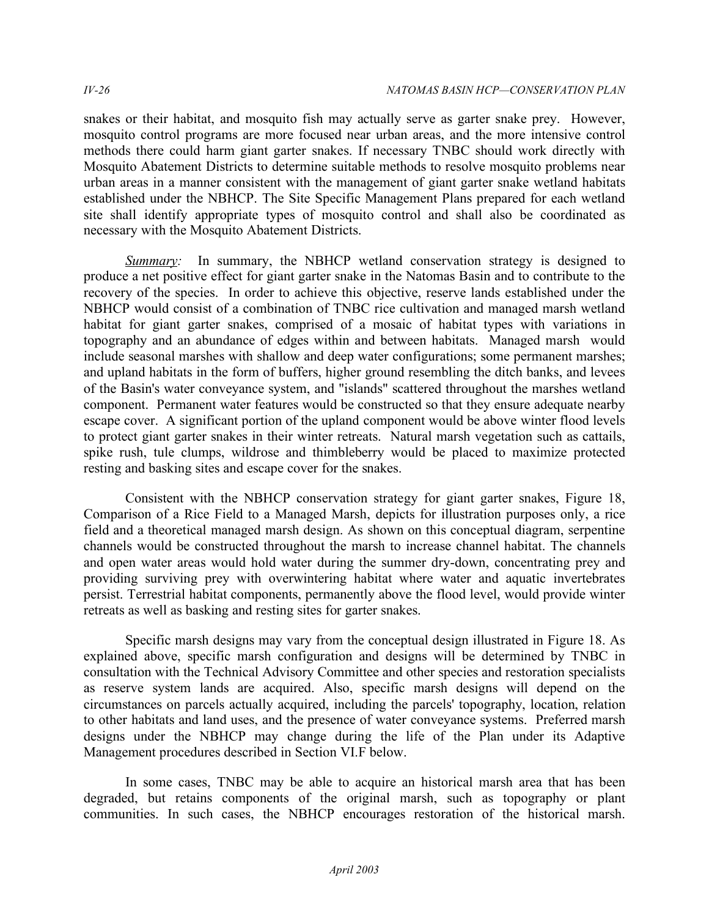snakes or their habitat, and mosquito fish may actually serve as garter snake prey. However, mosquito control programs are more focused near urban areas, and the more intensive control methods there could harm giant garter snakes. If necessary TNBC should work directly with Mosquito Abatement Districts to determine suitable methods to resolve mosquito problems near urban areas in a manner consistent with the management of giant garter snake wetland habitats established under the NBHCP. The Site Specific Management Plans prepared for each wetland site shall identify appropriate types of mosquito control and shall also be coordinated as necessary with the Mosquito Abatement Districts.

*Summary:* In summary, the NBHCP wetland conservation strategy is designed to produce a net positive effect for giant garter snake in the Natomas Basin and to contribute to the recovery of the species. In order to achieve this objective, reserve lands established under the NBHCP would consist of a combination of TNBC rice cultivation and managed marsh wetland habitat for giant garter snakes, comprised of a mosaic of habitat types with variations in topography and an abundance of edges within and between habitats. Managed marsh would include seasonal marshes with shallow and deep water configurations; some permanent marshes; and upland habitats in the form of buffers, higher ground resembling the ditch banks, and levees of the Basin's water conveyance system, and "islands" scattered throughout the marshes wetland component. Permanent water features would be constructed so that they ensure adequate nearby escape cover. A significant portion of the upland component would be above winter flood levels to protect giant garter snakes in their winter retreats. Natural marsh vegetation such as cattails, spike rush, tule clumps, wildrose and thimbleberry would be placed to maximize protected resting and basking sites and escape cover for the snakes.

Consistent with the NBHCP conservation strategy for giant garter snakes, Figure 18, Comparison of a Rice Field to a Managed Marsh, depicts for illustration purposes only, a rice field and a theoretical managed marsh design. As shown on this conceptual diagram, serpentine channels would be constructed throughout the marsh to increase channel habitat. The channels and open water areas would hold water during the summer dry-down, concentrating prey and providing surviving prey with overwintering habitat where water and aquatic invertebrates persist. Terrestrial habitat components, permanently above the flood level, would provide winter retreats as well as basking and resting sites for garter snakes.

Specific marsh designs may vary from the conceptual design illustrated in Figure 18. As explained above, specific marsh configuration and designs will be determined by TNBC in consultation with the Technical Advisory Committee and other species and restoration specialists as reserve system lands are acquired. Also, specific marsh designs will depend on the circumstances on parcels actually acquired, including the parcels' topography, location, relation to other habitats and land uses, and the presence of water conveyance systems. Preferred marsh designs under the NBHCP may change during the life of the Plan under its Adaptive Management procedures described in Section VI.F below.

In some cases, TNBC may be able to acquire an historical marsh area that has been degraded, but retains components of the original marsh, such as topography or plant communities. In such cases, the NBHCP encourages restoration of the historical marsh.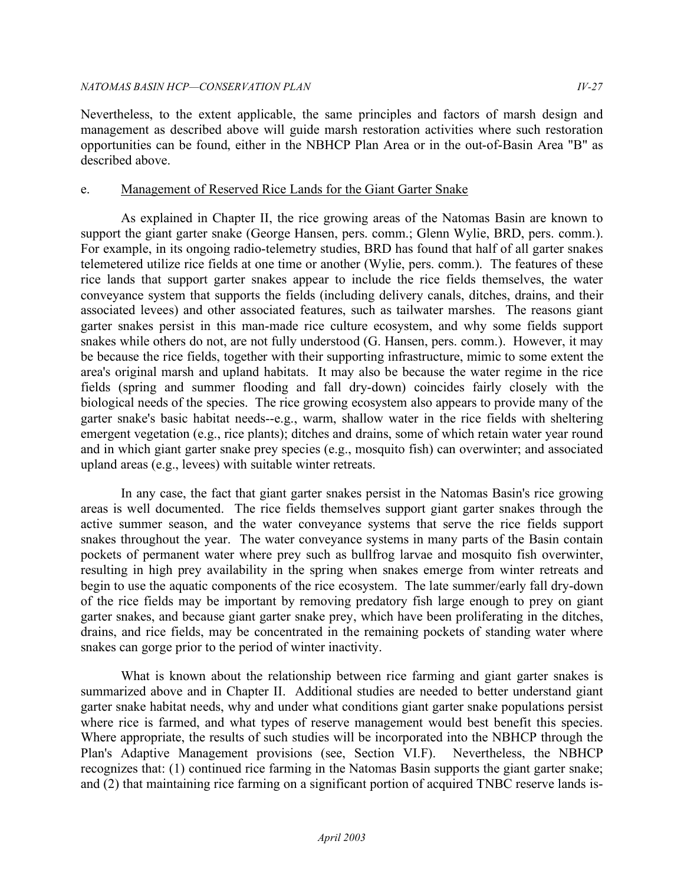Nevertheless, to the extent applicable, the same principles and factors of marsh design and management as described above will guide marsh restoration activities where such restoration opportunities can be found, either in the NBHCP Plan Area or in the out-of-Basin Area "B" as described above.

e. <u>Management of Reserved Rice Lands for the Giant Garter Snake</u>

As explained in Chapter II, the rice growing areas of the Natomas Basin are known to support the giant garter snake (George Hansen, pers. comm.; Glenn Wylie, BRD, pers. comm.). For example, in its ongoing radio-telemetry studies, BRD has found that half of all garter snakes telemetered utilize rice fields at one time or another (Wylie, pers. comm.). The features of these rice lands that support garter snakes appear to include the rice fields themselves, the water conveyance system that supports the fields (including delivery canals, ditches, drains, and their associated levees) and other associated features, such as tailwater marshes. The reasons giant garter snakes persist in this man-made rice culture ecosystem, and why some fields support snakes while others do not, are not fully understood (G. Hansen, pers. comm.). However, it may be because the rice fields, together with their supporting infrastructure, mimic to some extent the area's original marsh and upland habitats. It may also be because the water regime in the rice fields (spring and summer flooding and fall dry-down) coincides fairly closely with the biological needs of the species. The rice growing ecosystem also appears to provide many of the garter snake's basic habitat needs--e.g., warm, shallow water in the rice fields with sheltering emergent vegetation (e.g., rice plants); ditches and drains, some of which retain water year round and in which giant garter snake prey species (e.g., mosquito fish) can overwinter; and associated upland areas (e.g., levees) with suitable winter retreats.

In any case, the fact that giant garter snakes persist in the Natomas Basin's rice growing areas is well documented. The rice fields themselves support giant garter snakes through the active summer season, and the water conveyance systems that serve the rice fields support snakes throughout the year. The water conveyance systems in many parts of the Basin contain pockets of permanent water where prey such as bullfrog larvae and mosquito fish overwinter, resulting in high prey availability in the spring when snakes emerge from winter retreats and begin to use the aquatic components of the rice ecosystem. The late summer/early fall dry-down of the rice fields may be important by removing predatory fish large enough to prey on giant garter snakes, and because giant garter snake prey, which have been proliferating in the ditches, drains, and rice fields, may be concentrated in the remaining pockets of standing water where snakes can gorge prior to the period of winter inactivity.

What is known about the relationship between rice farming and giant garter snakes is summarized above and in Chapter II. Additional studies are needed to better understand giant garter snake habitat needs, why and under what conditions giant garter snake populations persist where rice is farmed, and what types of reserve management would best benefit this species. Where appropriate, the results of such studies will be incorporated into the NBHCP through the Plan's Adaptive Management provisions (see, Section VI.F). Nevertheless, the NBHCP recognizes that: (1) continued rice farming in the Natomas Basin supports the giant garter snake; and (2) that maintaining rice farming on a significant portion of acquired TNBC reserve lands is-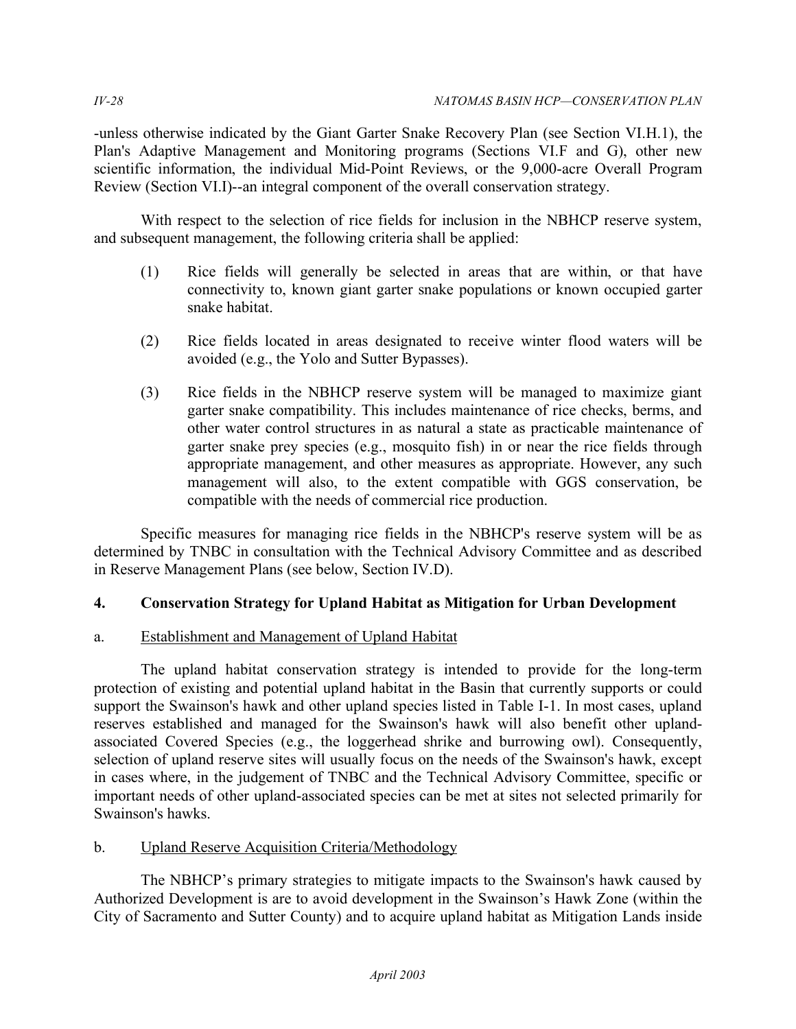-unless otherwise indicated by the Giant Garter Snake Recovery Plan (see Section VI.H.1), the Plan's Adaptive Management and Monitoring programs (Sections VI.F and G), other new scientific information, the individual Mid-Point Reviews, or the 9,000-acre Overall Program Review (Section VI.I)--an integral component of the overall conservation strategy.

With respect to the selection of rice fields for inclusion in the NBHCP reserve system, and subsequent management, the following criteria shall be applied:

(1) Rice fields will generally be selected in areas that are within, or that have connectivity to, known giant garter snake populations or known occupied garter snake habitat.

(2) Rice fields located in areas designated to receive winter flood waters will be avoided (e.g., the Yolo and Sutter Bypasses).

(3) Rice fields in the NBHCP reserve system will be managed to maximize giant garter snake compatibility. This includes maintenance of rice checks, berms, and other water control structures in as natural a state as practicable maintenance of garter snake prey species (e.g., mosquito fish) in or near the rice fields through appropriate management, and other measures as appropriate. However, any such management will also, to the extent compatible with GGS conservation, be compatible with the needs of commercial rice production.

Specific measures for managing rice fields in the NBHCP's reserve system will be as determined by TNBC in consultation with the Technical Advisory Committee and as described in Reserve Management Plans (see below, Section IV.D).

## 4. Conservation Strategy for Upland Habitat as Mitigation for Urban Development

### a. Establishment and Management of Upland Habitat

The upland habitat conservation strategy is intended to provide for the long-term protection of existing and potential upland habitat in the Basin that currently supports or could support the Swainson's hawk and other upland species listed in Table I-1. In most cases, upland reserves established and managed for the Swainson's hawk will also benefit other upland-associated Covered Species (e.g., the loggerhead shrike and burrowing owl). Consequently, selection of upland reserve sites will usually focus on the needs of the Swainson's hawk, except in cases where, in the judgement of TNBC and the Technical Advisory Committee, specific or important needs of other upland-associated species can be met at sites not selected primarily for Swainson's hawks.

### b. Upland Reserve Acquisition Criteria/Methodology

The NBHCP's primary strategies to mitigate impacts to the Swainson's hawk caused by Authorized Development is are to avoid development in the Swainson's Hawk Zone (within the City of Sacramento and Sutter County) and to acquire upland habitat as Mitigation Lands inside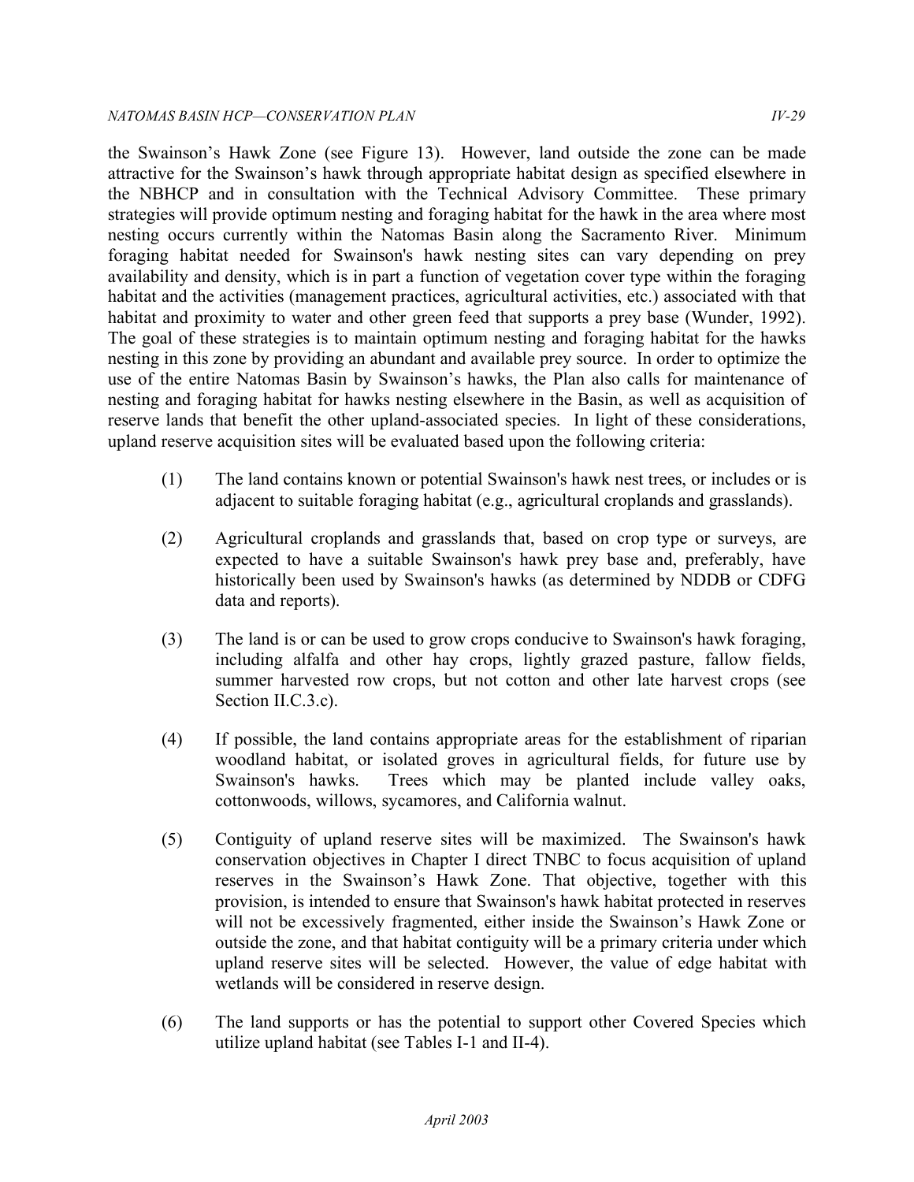the Swainson's Hawk Zone (see Figure 13). However, land outside the zone can be made attractive for the Swainson's hawk through appropriate habitat design as specified elsewhere in the NBHCP and in consultation with the Technical Advisory Committee. These primary strategies will provide optimum nesting and foraging habitat for the hawk in the area where most nesting occurs currently within the Natomas Basin along the Sacramento River. Minimum foraging habitat needed for Swainson's hawk nesting sites can vary depending on prey availability and density, which is in part a function of vegetation cover type within the foraging habitat and the activities (management practices, agricultural activities, etc.) associated with that habitat and proximity to water and other green feed that supports a prey base (Wunder, 1992). The goal of these strategies is to maintain optimum nesting and foraging habitat for the hawks nesting in this zone by providing an abundant and available prey source. In order to optimize the use of the entire Natomas Basin by Swainson's hawks, the Plan also calls for maintenance of nesting and foraging habitat for hawks nesting elsewhere in the Basin, as well as acquisition of reserve lands that benefit the other upland-associated species. In light of these considerations, upland reserve acquisition sites will be evaluated based upon the following criteria:

(1) The land contains known or potential Swainson's hawk nest trees, or includes or is adjacent to suitable foraging habitat (e.g., agricultural croplands and grasslands).

(2) Agricultural croplands and grasslands that, based on crop type or surveys, are expected to have a suitable Swainson's hawk prey base and, preferably, have historically been used by Swainson's hawks (as determined by NDDB or CDFG data and reports).

(3) The land is or can be used to grow crops conducive to Swainson's hawk foraging, including alfalfa and other hay crops, lightly grazed pasture, fallow fields, summer harvested row crops, but not cotton and other late harvest crops (see Section II.C.3.c).

(4) If possible, the land contains appropriate areas for the establishment of riparian woodland habitat, or isolated groves in agricultural fields, for future use by Swainson's hawks. Trees which may be planted include valley oaks, cottonwoods, willows, sycamores, and California walnut.

(5) Contiguity of upland reserve sites will be maximized. The Swainson's hawk conservation objectives in Chapter I direct TNBC to focus acquisition of upland reserves in the Swainson's Hawk Zone. That objective, together with this provision, is intended to ensure that Swainson's hawk habitat protected in reserves will not be excessively fragmented, either inside the Swainson's Hawk Zone or outside the zone, and that habitat contiguity will be a primary criteria under which upland reserve sites will be selected. However, the value of edge habitat with wetlands will be considered in reserve design.

(6) The land supports or has the potential to support other Covered Species which utilize upland habitat (see Tables I-1 and II-4).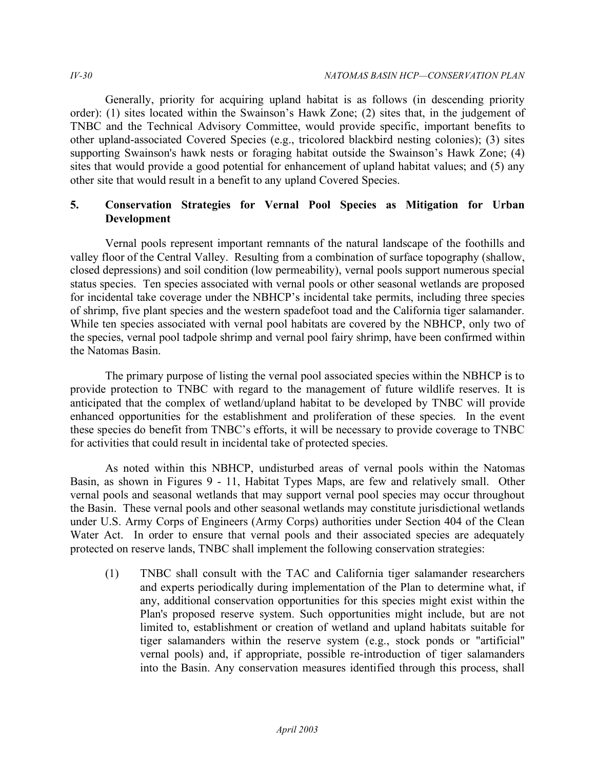Generally, priority for acquiring upland habitat is as follows (in descending priority order): (1) sites located within the Swainson's Hawk Zone; (2) sites that, in the judgement of TNBC and the Technical Advisory Committee, would provide specific, important benefits to other upland-associated Covered Species (e.g., tricolored blackbird nesting colonies); (3) sites supporting Swainson's hawk nests or foraging habitat outside the Swainson's Hawk Zone; (4) sites that would provide a good potential for enhancement of upland habitat values; and (5) any other site that would result in a benefit to any upland Covered Species.

## 5. Conservation Strategies for Vernal Pool Species as Mitigation for Urban Development

Vernal pools represent important remnants of the natural landscape of the foothills and valley floor of the Central Valley. Resulting from a combination of surface topography (shallow, closed depressions) and soil condition (low permeability), vernal pools support numerous special status species. Ten species associated with vernal pools or other seasonal wetlands are proposed for incidental take coverage under the NBHCP's incidental take permits, including three species of shrimp, five plant species and the western spadefoot toad and the California tiger salamander. While ten species associated with vernal pool habitats are covered by the NBHCP, only two of the species, vernal pool tadpole shrimp and vernal pool fairy shrimp, have been confirmed within the Natomas Basin.

The primary purpose of listing the vernal pool associated species within the NBHCP is to provide protection to TNBC with regard to the management of future wildlife reserves. It is anticipated that the complex of wetland/upland habitat to be developed by TNBC will provide enhanced opportunities for the establishment and proliferation of these species. In the event these species do benefit from TNBC's efforts, it will be necessary to provide coverage to TNBC for activities that could result in incidental take of protected species.

As noted within this NBHCP, undisturbed areas of vernal pools within the Natomas Basin, as shown in Figures 9 - 11, Habitat Types Maps, are few and relatively small. Other vernal pools and seasonal wetlands that may support vernal pool species may occur throughout the Basin. These vernal pools and other seasonal wetlands may constitute jurisdictional wetlands under U.S. Army Corps of Engineers (Army Corps) authorities under Section 404 of the Clean Water Act. In order to ensure that vernal pools and their associated species are adequately protected on reserve lands, TNBC shall implement the following conservation strategies:

(1) TNBC shall consult with the TAC and California tiger salamander researchers and experts periodically during implementation of the Plan to determine what, if any, additional conservation opportunities for this species might exist within the Plan's proposed reserve system. Such opportunities might include, but are not limited to, establishment or creation of wetland and upland habitats suitable for tiger salamanders within the reserve system (e.g., stock ponds or "artificial" vernal pools) and, if appropriate, possible re-introduction of tiger salamanders into the Basin. Any conservation measures identified through this process, shall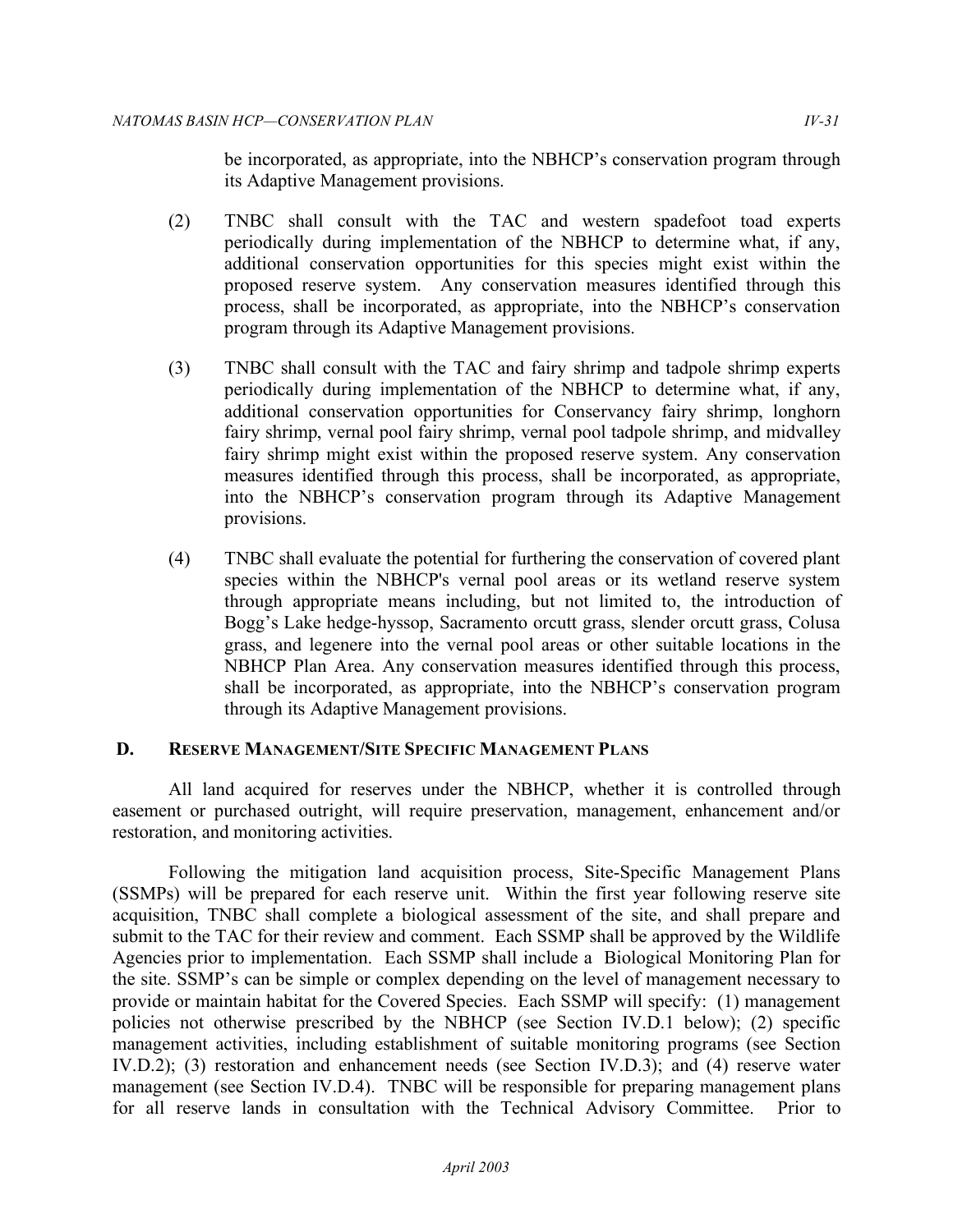be incorporated, as appropriate, into the NBHCP's conservation program through its Adaptive Management provisions.

(2) TNBC shall consult with the TAC and western spadefoot toad experts periodically during implementation of the NBHCP to determine what, if any, additional conservation opportunities for this species might exist within the proposed reserve system. Any conservation measures identified through this process, shall be incorporated, as appropriate, into the NBHCP's conservation program through its Adaptive Management provisions.

(3) TNBC shall consult with the TAC and fairy shrimp and tadpole shrimp experts periodically during implementation of the NBHCP to determine what, if any, additional conservation opportunities for Conservancy fairy shrimp, longhorn fairy shrimp, vernal pool fairy shrimp, vernal pool tadpole shrimp, and midvalley fairy shrimp might exist within the proposed reserve system. Any conservation measures identified through this process, shall be incorporated, as appropriate, into the NBHCP's conservation program through its Adaptive Management provisions.

(4) TNBC shall evaluate the potential for furthering the conservation of covered plant species within the NBHCP's vernal pool areas or its wetland reserve system through appropriate means including, but not limited to, the introduction of Bogg's Lake hedge-hyssop, Sacramento orcutt grass, slender orcutt grass, Colusa grass, and legenere into the vernal pool areas or other suitable locations in the NBHCP Plan Area. Any conservation measures identified through this process, shall be incorporated, as appropriate, into the NBHCP's conservation program through its Adaptive Management provisions.

## D. Reserve Management/Site Specific Management Plans

All land acquired for reserves under the NBHCP, whether it is controlled through easement or purchased outright, will require preservation, management, enhancement and/or restoration, and monitoring activities.

Following the mitigation land acquisition process, Site-Specific Management Plans (SSMPs) will be prepared for each reserve unit. Within the first year following reserve site acquisition, TNBC shall complete a biological assessment of the site, and shall prepare and submit to the TAC for their review and comment. Each SSMP shall be approved by the Wildlife Agencies prior to implementation. Each SSMP shall include a Biological Monitoring Plan for the site. SSMP's can be simple or complex depending on the level of management necessary to provide or maintain habitat for the Covered Species. Each SSMP will specify: (1) management policies not otherwise prescribed by the NBHCP (see Section IV.D.1 below); (2) specific management activities, including establishment of suitable monitoring programs (see Section IV.D.2); (3) restoration and enhancement needs (see Section IV.D.3); and (4) reserve water management (see Section IV.D.4). TNBC will be responsible for preparing management plans for all reserve lands in consultation with the Technical Advisory Committee. Prior to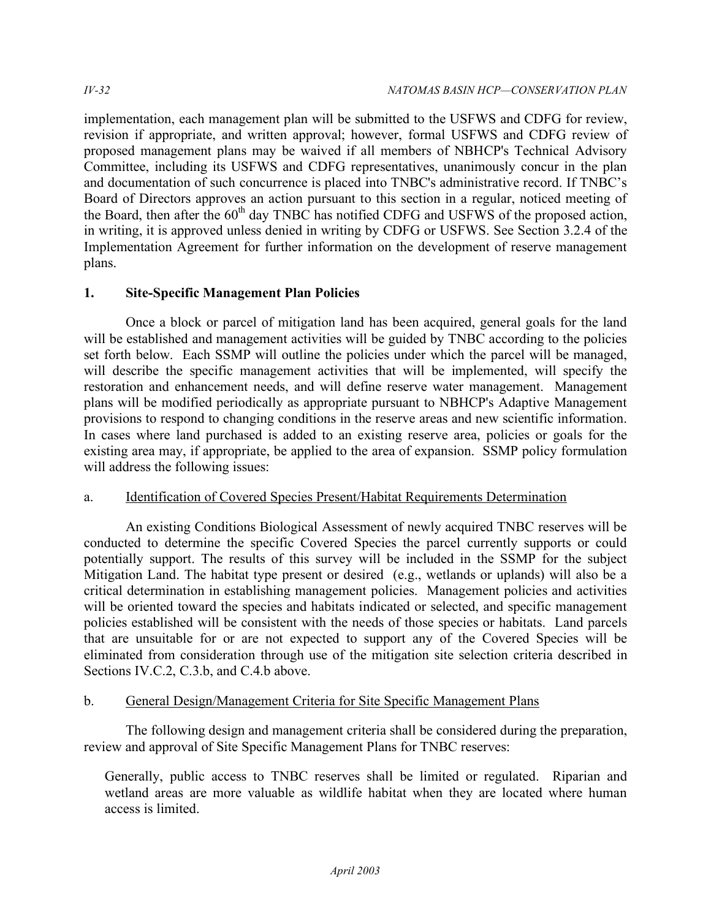implementation, each management plan will be submitted to the USFWS and CDFG for review, revision if appropriate, and written approval; however, formal USFWS and CDFG review of proposed management plans may be waived if all members of NBHCP's Technical Advisory Committee, including its USFWS and CDFG representatives, unanimously concur in the plan and documentation of such concurrence is placed into TNBC's administrative record. If TNBC's Board of Directors approves an action pursuant to this section in a regular, noticed meeting of the Board, then after the 60th day TNBC has notified CDFG and USFWS of the proposed action, in writing, it is approved unless denied in writing by CDFG or USFWS. See Section 3.2.4 of the Implementation Agreement for further information on the development of reserve management plans.

### 1. Site-Specific Management Plan Policies

Once a block or parcel of mitigation land has been acquired, general goals for the land will be established and management activities will be guided by TNBC according to the policies set forth below. Each SSMP will outline the policies under which the parcel will be managed, will describe the specific management activities that will be implemented, will specify the restoration and enhancement needs, and will define reserve water management. Management plans will be modified periodically as appropriate pursuant to NBHCP's Adaptive Management provisions to respond to changing conditions in the reserve areas and new scientific information. In cases where land purchased is added to an existing reserve area, policies or goals for the existing area may, if appropriate, be applied to the area of expansion. SSMP policy formulation will address the following issues:

#### a. Identification of Covered Species Present/Habitat Requirements Determination

An existing Conditions Biological Assessment of newly acquired TNBC reserves will be conducted to determine the specific Covered Species the parcel currently supports or could potentially support. The results of this survey will be included in the SSMP for the subject Mitigation Land. The habitat type present or desired (e.g., wetlands or uplands) will also be a critical determination in establishing management policies. Management policies and activities will be oriented toward the species and habitats indicated or selected, and specific management policies established will be consistent with the needs of those species or habitats. Land parcels that are unsuitable for or are not expected to support any of the Covered Species will be eliminated from consideration through use of the mitigation site selection criteria described in Sections IV.C.2, C.3.b, and C.4.b above.

#### b. General Design/Management Criteria for Site Specific Management Plans

The following design and management criteria shall be considered during the preparation, review and approval of Site Specific Management Plans for TNBC reserves:

Generally, public access to TNBC reserves shall be limited or regulated. Riparian and wetland areas are more valuable as wildlife habitat when they are located where human access is limited.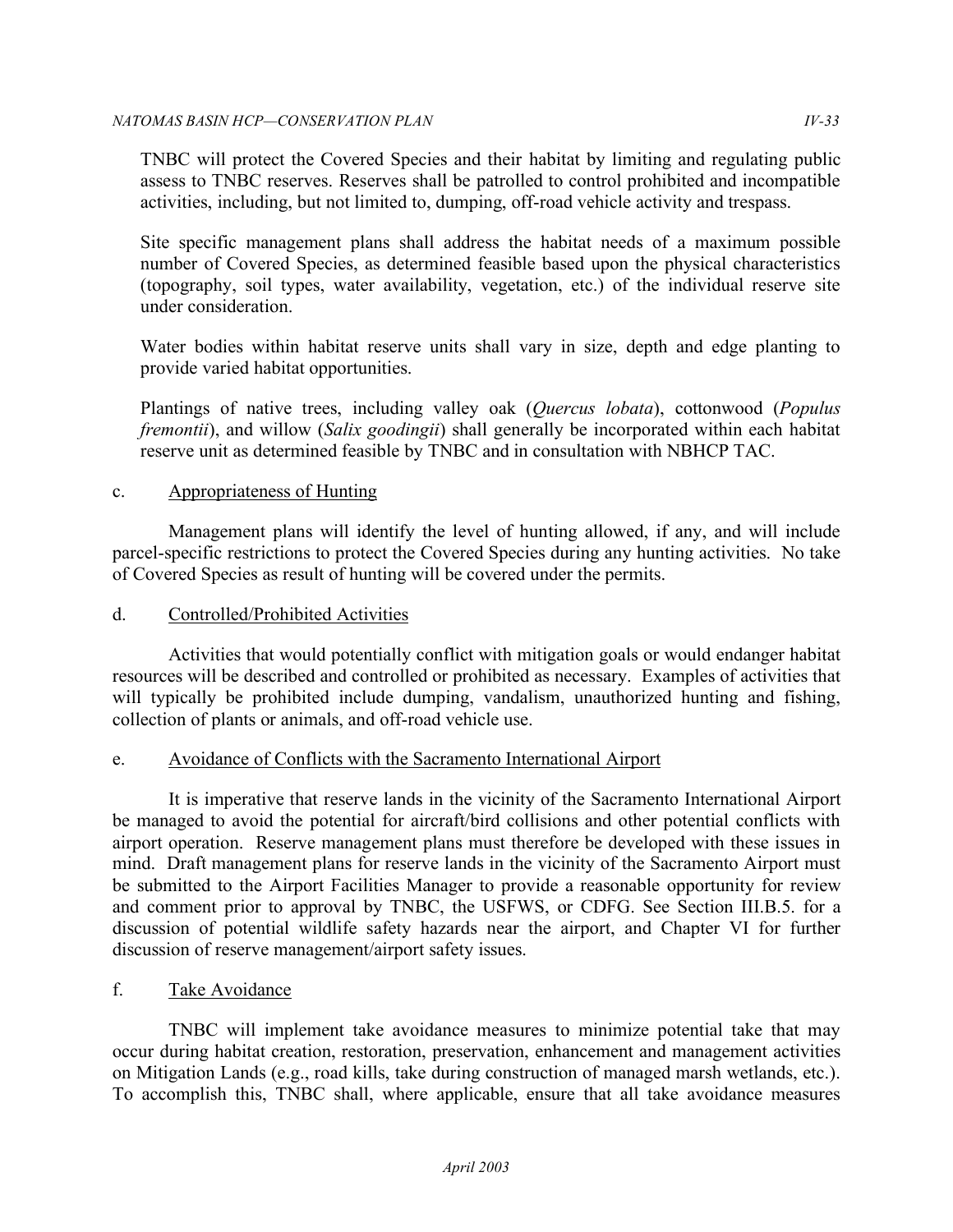TNBC will protect the Covered Species and their habitat by limiting and regulating public assess to TNBC reserves. Reserves shall be patrolled to control prohibited and incompatible activities, including, but not limited to, dumping, off-road vehicle activity and trespass.

Site specific management plans shall address the habitat needs of a maximum possible number of Covered Species, as determined feasible based upon the physical characteristics (topography, soil types, water availability, vegetation, etc.) of the individual reserve site under consideration.

Water bodies within habitat reserve units shall vary in size, depth and edge planting to provide varied habitat opportunities.

Plantings of native trees, including valley oak (*Quercus lobata*), cottonwood (*Populus fremontii*), and willow (*Salix goodingii*) shall generally be incorporated within each habitat reserve unit as determined feasible by TNBC and in consultation with NBHCP TAC.

c. Appropriateness of Hunting

Management plans will identify the level of hunting allowed, if any, and will include parcel-specific restrictions to protect the Covered Species during any hunting activities. No take of Covered Species as result of hunting will be covered under the permits.

d. Controlled/Prohibited Activities

Activities that would potentially conflict with mitigation goals or would endanger habitat resources will be described and controlled or prohibited as necessary. Examples of activities that will typically be prohibited include dumping, vandalism, unauthorized hunting and fishing, collection of plants or animals, and off-road vehicle use.

e. Avoidance of Conflicts with the Sacramento International Airport

It is imperative that reserve lands in the vicinity of the Sacramento International Airport be managed to avoid the potential for aircraft/bird collisions and other potential conflicts with airport operation. Reserve management plans must therefore be developed with these issues in mind. Draft management plans for reserve lands in the vicinity of the Sacramento Airport must be submitted to the Airport Facilities Manager to provide a reasonable opportunity for review and comment prior to approval by TNBC, the USFWS, or CDFG. See Section III.B.5. for a discussion of potential wildlife safety hazards near the airport, and Chapter VI for further discussion of reserve management/airport safety issues.

f. Take Avoidance

TNBC will implement take avoidance measures to minimize potential take that may occur during habitat creation, restoration, preservation, enhancement and management activities on Mitigation Lands (e.g., road kills, take during construction of managed marsh wetlands, etc.). To accomplish this, TNBC shall, where applicable, ensure that all take avoidance measures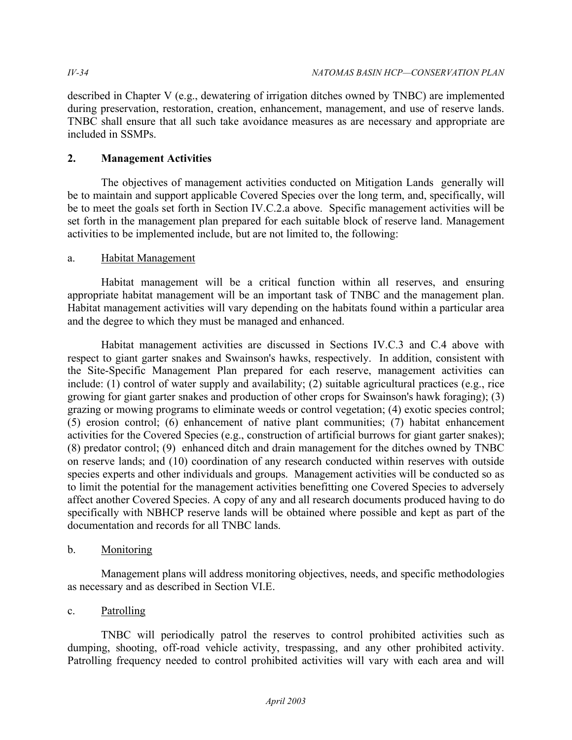described in Chapter V (e.g., dewatering of irrigation ditches owned by TNBC) are implemented during preservation, restoration, creation, enhancement, management, and use of reserve lands. TNBC shall ensure that all such take avoidance measures as are necessary and appropriate are included in SSMPs.

## 2. Management Activities

The objectives of management activities conducted on Mitigation Lands generally will be to maintain and support applicable Covered Species over the long term, and, specifically, will be to meet the goals set forth in Section IV.C.2.a above. Specific management activities will be set forth in the management plan prepared for each suitable block of reserve land. Management activities to be implemented include, but are not limited to, the following:

### a. Habitat Management

Habitat management will be a critical function within all reserves, and ensuring appropriate habitat management will be an important task of TNBC and the management plan. Habitat management activities will vary depending on the habitats found within a particular area and the degree to which they must be managed and enhanced.

Habitat management activities are discussed in Sections IV.C.3 and C.4 above with respect to giant garter snakes and Swainson's hawks, respectively. In addition, consistent with the Site-Specific Management Plan prepared for each reserve, management activities can include: (1) control of water supply and availability; (2) suitable agricultural practices (e.g., rice growing for giant garter snakes and production of other crops for Swainson's hawk foraging); (3) grazing or mowing programs to eliminate weeds or control vegetation; (4) exotic species control; (5) erosion control; (6) enhancement of native plant communities; (7) habitat enhancement activities for the Covered Species (e.g., construction of artificial burrows for giant garter snakes); (8) predator control; (9) enhanced ditch and drain management for the ditches owned by TNBC on reserve lands; and (10) coordination of any research conducted within reserves with outside species experts and other individuals and groups. Management activities will be conducted so as to limit the potential for the management activities benefitting one Covered Species to adversely affect another Covered Species. A copy of any and all research documents produced having to do specifically with NBHCP reserve lands will be obtained where possible and kept as part of the documentation and records for all TNBC lands.

### b. Monitoring

Management plans will address monitoring objectives, needs, and specific methodologies as necessary and as described in Section VI.E.

### c. Patrolling

TNBC will periodically patrol the reserves to control prohibited activities such as dumping, shooting, off-road vehicle activity, trespassing, and any other prohibited activity. Patrolling frequency needed to control prohibited activities will vary with each area and will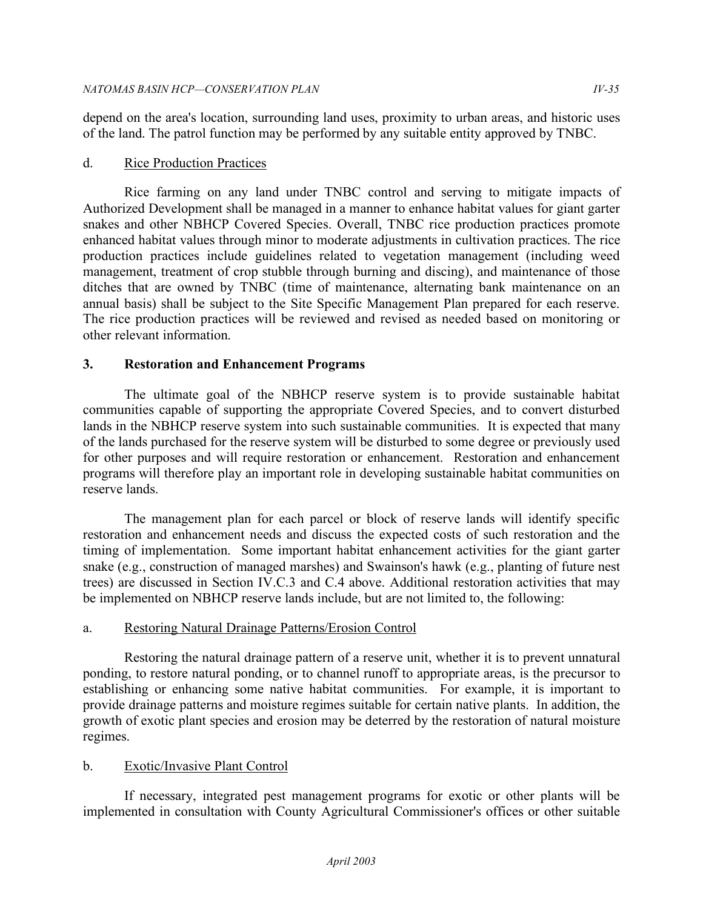depend on the area's location, surrounding land uses, proximity to urban areas, and historic uses of the land. The patrol function may be performed by any suitable entity approved by TNBC.

d. Rice Production Practices

Rice farming on any land under TNBC control and serving to mitigate impacts of Authorized Development shall be managed in a manner to enhance habitat values for giant garter snakes and other NBHCP Covered Species. Overall, TNBC rice production practices promote enhanced habitat values through minor to moderate adjustments in cultivation practices. The rice production practices include guidelines related to vegetation management (including weed management, treatment of crop stubble through burning and discing), and maintenance of those ditches that are owned by TNBC (time of maintenance, alternating bank maintenance on an annual basis) shall be subject to the Site Specific Management Plan prepared for each reserve. The rice production practices will be reviewed and revised as needed based on monitoring or other relevant information.

### 3. Restoration and Enhancement Programs

The ultimate goal of the NBHCP reserve system is to provide sustainable habitat communities capable of supporting the appropriate Covered Species, and to convert disturbed lands in the NBHCP reserve system into such sustainable communities. It is expected that many of the lands purchased for the reserve system will be disturbed to some degree or previously used for other purposes and will require restoration or enhancement. Restoration and enhancement programs will therefore play an important role in developing sustainable habitat communities on reserve lands.

The management plan for each parcel or block of reserve lands will identify specific restoration and enhancement needs and discuss the expected costs of such restoration and the timing of implementation. Some important habitat enhancement activities for the giant garter snake (e.g., construction of managed marshes) and Swainson's hawk (e.g., planting of future nest trees) are discussed in Section IV.C.3 and C.4 above. Additional restoration activities that may be implemented on NBHCP reserve lands include, but are not limited to, the following:

a. Restoring Natural Drainage Patterns/Erosion Control

Restoring the natural drainage pattern of a reserve unit, whether it is to prevent unnatural ponding, to restore natural ponding, or to channel runoff to appropriate areas, is the precursor to establishing or enhancing some native habitat communities. For example, it is important to provide drainage patterns and moisture regimes suitable for certain native plants. In addition, the growth of exotic plant species and erosion may be deterred by the restoration of natural moisture regimes.

b. Exotic/Invasive Plant Control

If necessary, integrated pest management programs for exotic or other plants will be implemented in consultation with County Agricultural Commissioner's offices or other suitable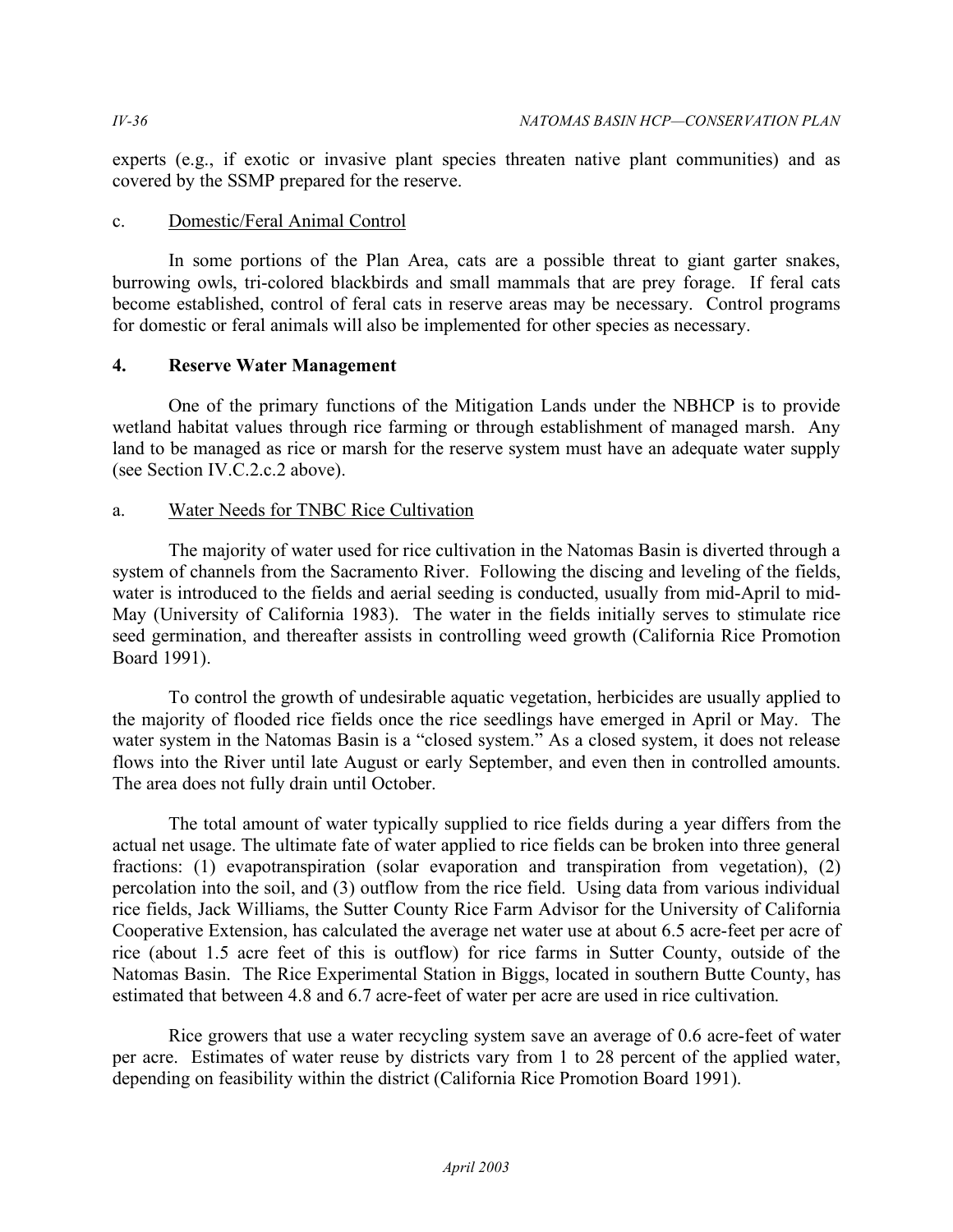experts (e.g., if exotic or invasive plant species threaten native plant communities) and as covered by the SSMP prepared for the reserve.

c. Domestic/Feral Animal Control

In some portions of the Plan Area, cats are a possible threat to giant garter snakes, burrowing owls, tri-colored blackbirds and small mammals that are prey forage. If feral cats become established, control of feral cats in reserve areas may be necessary. Control programs for domestic or feral animals will also be implemented for other species as necessary.

## 4. Reserve Water Management

One of the primary functions of the Mitigation Lands under the NBHCP is to provide wetland habitat values through rice farming or through establishment of managed marsh. Any land to be managed as rice or marsh for the reserve system must have an adequate water supply (see Section IV.C.2.c.2 above).

a. Water Needs for TNBC Rice Cultivation

The majority of water used for rice cultivation in the Natomas Basin is diverted through a system of channels from the Sacramento River. Following the discing and leveling of the fields, water is introduced to the fields and aerial seeding is conducted, usually from mid-April to mid-May (University of California 1983). The water in the fields initially serves to stimulate rice seed germination, and thereafter assists in controlling weed growth (California Rice Promotion Board 1991).

To control the growth of undesirable aquatic vegetation, herbicides are usually applied to the majority of flooded rice fields once the rice seedlings have emerged in April or May. The water system in the Natomas Basin is a "closed system." As a closed system, it does not release flows into the River until late August or early September, and even then in controlled amounts. The area does not fully drain until October.

The total amount of water typically supplied to rice fields during a year differs from the actual net usage. The ultimate fate of water applied to rice fields can be broken into three general fractions: (1) evapotranspiration (solar evaporation and transpiration from vegetation), (2) percolation into the soil, and (3) outflow from the rice field. Using data from various individual rice fields, Jack Williams, the Sutter County Rice Farm Advisor for the University of California Cooperative Extension, has calculated the average net water use at about 6.5 acre-feet per acre of rice (about 1.5 acre feet of this is outflow) for rice farms in Sutter County, outside of the Natomas Basin. The Rice Experimental Station in Biggs, located in southern Butte County, has estimated that between 4.8 and 6.7 acre-feet of water per acre are used in rice cultivation.

Rice growers that use a water recycling system save an average of 0.6 acre-feet of water per acre. Estimates of water reuse by districts vary from 1 to 28 percent of the applied water, depending on feasibility within the district (California Rice Promotion Board 1991).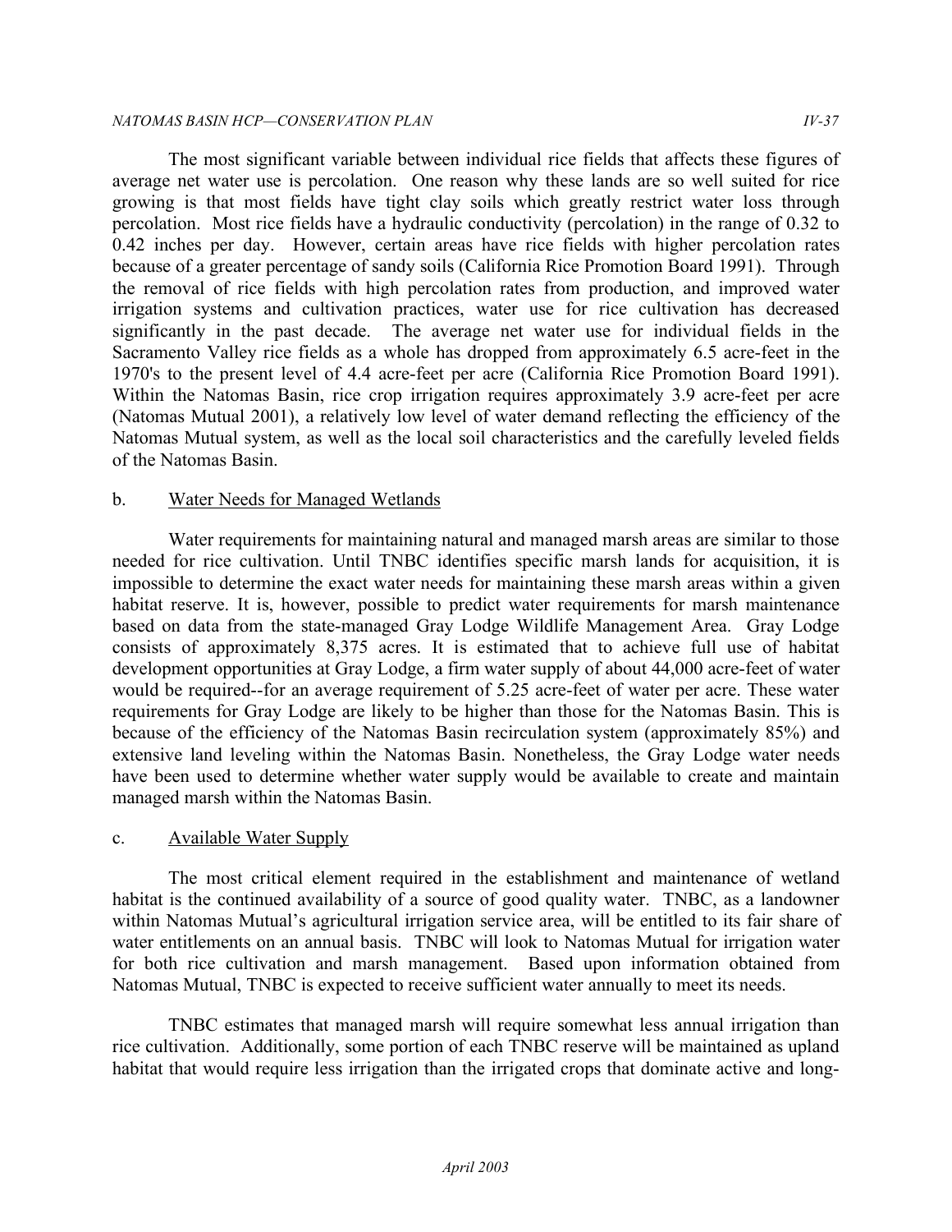The most significant variable between individual rice fields that affects these figures of average net water use is percolation. One reason why these lands are so well suited for rice growing is that most fields have tight clay soils which greatly restrict water loss through percolation. Most rice fields have a hydraulic conductivity (percolation) in the range of 0.32 to 0.42 inches per day. However, certain areas have rice fields with higher percolation rates because of a greater percentage of sandy soils (California Rice Promotion Board 1991). Through the removal of rice fields with high percolation rates from production, and improved water irrigation systems and cultivation practices, water use for rice cultivation has decreased significantly in the past decade. The average net water use for individual fields in the Sacramento Valley rice fields as a whole has dropped from approximately 6.5 acre-feet in the 1970's to the present level of 4.4 acre-feet per acre (California Rice Promotion Board 1991). Within the Natomas Basin, rice crop irrigation requires approximately 3.9 acre-feet per acre (Natomas Mutual 2001), a relatively low level of water demand reflecting the efficiency of the Natomas Mutual system, as well as the local soil characteristics and the carefully leveled fields of the Natomas Basin.

b. Water Needs for Managed Wetlands

Water requirements for maintaining natural and managed marsh areas are similar to those needed for rice cultivation. Until TNBC identifies specific marsh lands for acquisition, it is impossible to determine the exact water needs for maintaining these marsh areas within a given habitat reserve. It is, however, possible to predict water requirements for marsh maintenance based on data from the state-managed Gray Lodge Wildlife Management Area. Gray Lodge consists of approximately 8,375 acres. It is estimated that to achieve full use of habitat development opportunities at Gray Lodge, a firm water supply of about 44,000 acre-feet of water would be required--for an average requirement of 5.25 acre-feet of water per acre. These water requirements for Gray Lodge are likely to be higher than those for the Natomas Basin. This is because of the efficiency of the Natomas Basin recirculation system (approximately 85%) and extensive land leveling within the Natomas Basin. Nonetheless, the Gray Lodge water needs have been used to determine whether water supply would be available to create and maintain managed marsh within the Natomas Basin.

c. Available Water Supply

The most critical element required in the establishment and maintenance of wetland habitat is the continued availability of a source of good quality water. TNBC, as a landowner within Natomas Mutual's agricultural irrigation service area, will be entitled to its fair share of water entitlements on an annual basis. TNBC will look to Natomas Mutual for irrigation water for both rice cultivation and marsh management. Based upon information obtained from Natomas Mutual, TNBC is expected to receive sufficient water annually to meet its needs.

TNBC estimates that managed marsh will require somewhat less annual irrigation than rice cultivation. Additionally, some portion of each TNBC reserve will be maintained as upland habitat that would require less irrigation than the irrigated crops that dominate active and long-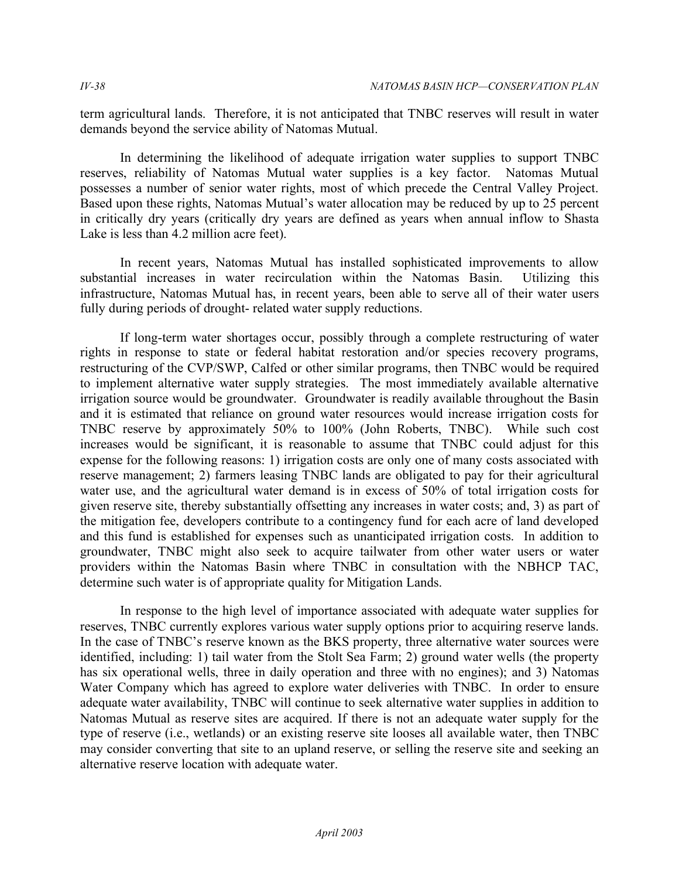term agricultural lands. Therefore, it is not anticipated that TNBC reserves will result in water demands beyond the service ability of Natomas Mutual.

In determining the likelihood of adequate irrigation water supplies to support TNBC reserves, reliability of Natomas Mutual water supplies is a key factor. Natomas Mutual possesses a number of senior water rights, most of which precede the Central Valley Project. Based upon these rights, Natomas Mutual's water allocation may be reduced by up to 25 percent in critically dry years (critically dry years are defined as years when annual inflow to Shasta Lake is less than 4.2 million acre feet).

In recent years, Natomas Mutual has installed sophisticated improvements to allow substantial increases in water recirculation within the Natomas Basin. Utilizing this infrastructure, Natomas Mutual has, in recent years, been able to serve all of their water users fully during periods of drought- related water supply reductions.

If long-term water shortages occur, possibly through a complete restructuring of water rights in response to state or federal habitat restoration and/or species recovery programs, restructuring of the CVP/SWP, Calfed or other similar programs, then TNBC would be required to implement alternative water supply strategies. The most immediately available alternative irrigation source would be groundwater. Groundwater is readily available throughout the Basin and it is estimated that reliance on ground water resources would increase irrigation costs for TNBC reserve by approximately 50% to 100% (John Roberts, TNBC). While such cost increases would be significant, it is reasonable to assume that TNBC could adjust for this expense for the following reasons: 1) irrigation costs are only one of many costs associated with reserve management; 2) farmers leasing TNBC lands are obligated to pay for their agricultural water use, and the agricultural water demand is in excess of 50% of total irrigation costs for given reserve site, thereby substantially offsetting any increases in water costs; and, 3) as part of the mitigation fee, developers contribute to a contingency fund for each acre of land developed and this fund is established for expenses such as unanticipated irrigation costs. In addition to groundwater, TNBC might also seek to acquire tailwater from other water users or water providers within the Natomas Basin where TNBC in consultation with the NBHCP TAC, determine such water is of appropriate quality for Mitigation Lands.

In response to the high level of importance associated with adequate water supplies for reserves, TNBC currently explores various water supply options prior to acquiring reserve lands. In the case of TNBC's reserve known as the BKS property, three alternative water sources were identified, including: 1) tail water from the Stolt Sea Farm; 2) ground water wells (the property has six operational wells, three in daily operation and three with no engines); and 3) Natomas Water Company which has agreed to explore water deliveries with TNBC. In order to ensure adequate water availability, TNBC will continue to seek alternative water supplies in addition to Natomas Mutual as reserve sites are acquired. If there is not an adequate water supply for the type of reserve (i.e., wetlands) or an existing reserve site looses all available water, then TNBC may consider converting that site to an upland reserve, or selling the reserve site and seeking an alternative reserve location with adequate water.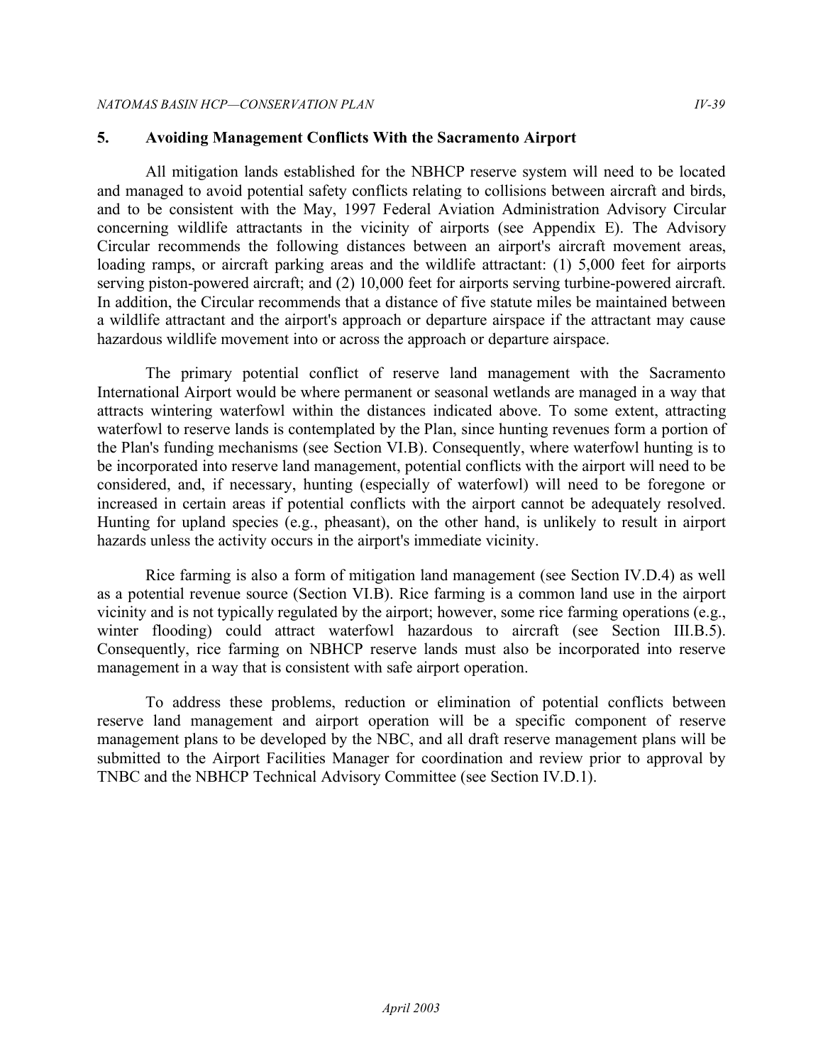## 5. Avoiding Management Conflicts With the Sacramento Airport

All mitigation lands established for the NBHCP reserve system will need to be located and managed to avoid potential safety conflicts relating to collisions between aircraft and birds, and to be consistent with the May, 1997 Federal Aviation Administration Advisory Circular concerning wildlife attractants in the vicinity of airports (see Appendix E). The Advisory Circular recommends the following distances between an airport's aircraft movement areas, loading ramps, or aircraft parking areas and the wildlife attractant: (1) 5,000 feet for airports serving piston-powered aircraft; and (2) 10,000 feet for airports serving turbine-powered aircraft. In addition, the Circular recommends that a distance of five statute miles be maintained between a wildlife attractant and the airport's approach or departure airspace if the attractant may cause hazardous wildlife movement into or across the approach or departure airspace.

The primary potential conflict of reserve land management with the Sacramento International Airport would be where permanent or seasonal wetlands are managed in a way that attracts wintering waterfowl within the distances indicated above. To some extent, attracting waterfowl to reserve lands is contemplated by the Plan, since hunting revenues form a portion of the Plan's funding mechanisms (see Section VI.B). Consequently, where waterfowl hunting is to be incorporated into reserve land management, potential conflicts with the airport will need to be considered, and, if necessary, hunting (especially of waterfowl) will need to be foregone or increased in certain areas if potential conflicts with the airport cannot be adequately resolved. Hunting for upland species (e.g., pheasant), on the other hand, is unlikely to result in airport hazards unless the activity occurs in the airport's immediate vicinity.

Rice farming is also a form of mitigation land management (see Section IV.D.4) as well as a potential revenue source (Section VI.B). Rice farming is a common land use in the airport vicinity and is not typically regulated by the airport; however, some rice farming operations (e.g., winter flooding) could attract waterfowl hazardous to aircraft (see Section III.B.5). Consequently, rice farming on NBHCP reserve lands must also be incorporated into reserve management in a way that is consistent with safe airport operation.

To address these problems, reduction or elimination of potential conflicts between reserve land management and airport operation will be a specific component of reserve management plans to be developed by the NBC, and all draft reserve management plans will be submitted to the Airport Facilities Manager for coordination and review prior to approval by TNBC and the NBHCP Technical Advisory Committee (see Section IV.D.1).